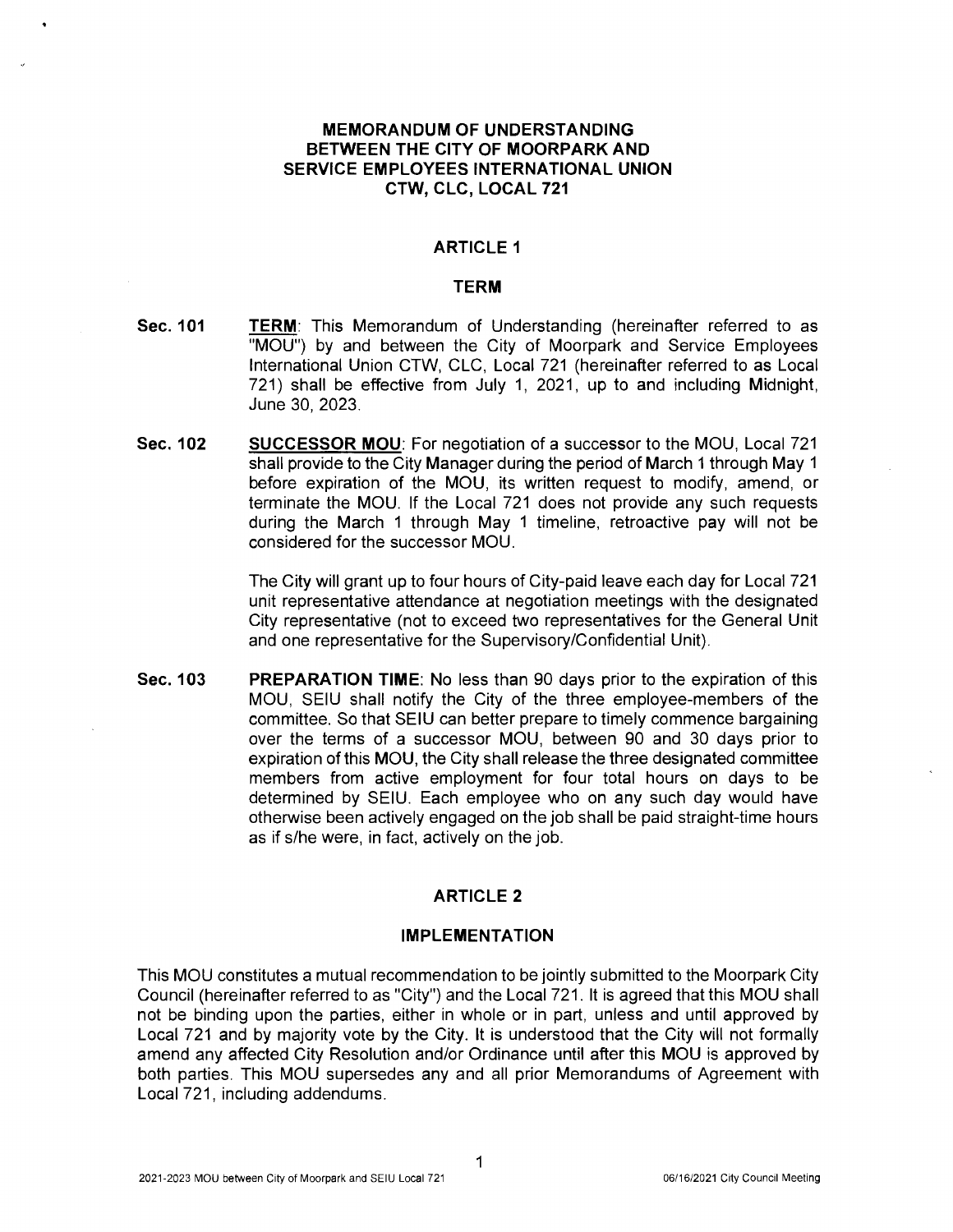# MEMORANDUM OF UNDERSTANDING BETWEEN THE CITY OF MOORPARK AND SERVICE EMPLOYEES INTERNATIONAL UNION CTW, CLC, LOCAL 721

## ARTICLE 1

### TERM

**Sec. 101** **TERM**: This Memorandum of Understanding (hereinafter referred to as "MOU") by and between the City of Moorpark and Service Employees International Union CTW, CLC, Local 721 (hereinafter referred to as Local 721) shall be effective from July 1, 2021, up to and including Midnight, June 30, 2023.

**Sec. 102** **SUCCESSOR MOU**: For negotiation of a successor to the MOU, Local 721 shall provide to the City Manager during the period of March 1 through May 1 before expiration of the MOU, its written request to modify, amend, or terminate the MOU. If the Local 721 does not provide any such requests during the March 1 through May 1 timeline, retroactive pay will not be considered for the successor MOU.

The City will grant up to four hours of City-paid leave each day for Local 721 unit representative attendance at negotiation meetings with the designated City representative (not to exceed two representatives for the General Unit and one representative for the Supervisory/Confidential Unit).

**Sec. 103** **PREPARATION TIME**: No less than 90 days prior to the expiration of this MOU, SEIU shall notify the City of the three employee-members of the committee. So that SEIU can better prepare to timely commence bargaining over the terms of a successor MOU, between 90 and 30 days prior to expiration of this MOU, the City shall release the three designated committee members from active employment for four total hours on days to be determined by SEIU. Each employee who on any such day would have otherwise been actively engaged on the job shall be paid straight-time hours as if s/he were, in fact, actively on the job.

## ARTICLE 2

### IMPLEMENTATION

This MOU constitutes a mutual recommendation to be jointly submitted to the Moorpark City Council (hereinafter referred to as "City") and the Local 721. It is agreed that this MOU shall not be binding upon the parties, either in whole or in part, unless and until approved by Local 721 and by majority vote by the City. It is understood that the City will not formally amend any affected City Resolution and/or Ordinance until after this MOU is approved by both parties. This MOU supersedes any and all prior Memorandums of Agreement with Local 721, including addendums.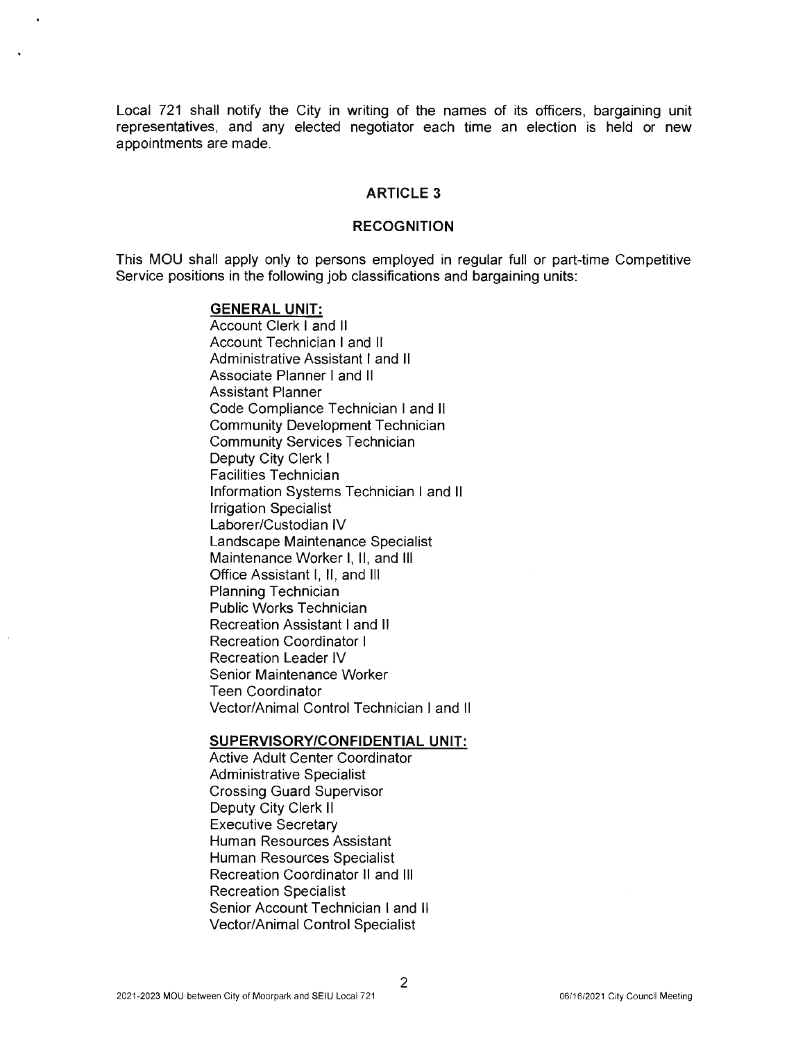Local 721 shall notify the City in writing of the names of its officers, bargaining unit representatives, and any elected negotiator each time an election is held or new appointments are made.

## ARTICLE 3

## RECOGNITION

This MOU shall apply only to persons employed in regular full or part-time Competitive Service positions in the following job classifications and bargaining units:

**GENERAL UNIT:**

Account Clerk I and II
Account Technician I and II
Administrative Assistant I and II
Associate Planner I and II
Assistant Planner
Code Compliance Technician I and II
Community Development Technician
Community Services Technician
Deputy City Clerk I
Facilities Technician
Information Systems Technician I and II
Irrigation Specialist
Laborer/Custodian IV
Landscape Maintenance Specialist
Maintenance Worker I, II, and III
Office Assistant I, II, and III
Planning Technician
Public Works Technician
Recreation Assistant I and II
Recreation Coordinator I
Recreation Leader IV
Senior Maintenance Worker
Teen Coordinator
Vector/Animal Control Technician I and II

**SUPERVISORY/CONFIDENTIAL UNIT:**

Active Adult Center Coordinator
Administrative Specialist
Crossing Guard Supervisor
Deputy City Clerk II
Executive Secretary
Human Resources Assistant
Human Resources Specialist
Recreation Coordinator II and III
Recreation Specialist
Senior Account Technician I and II
Vector/Animal Control Specialist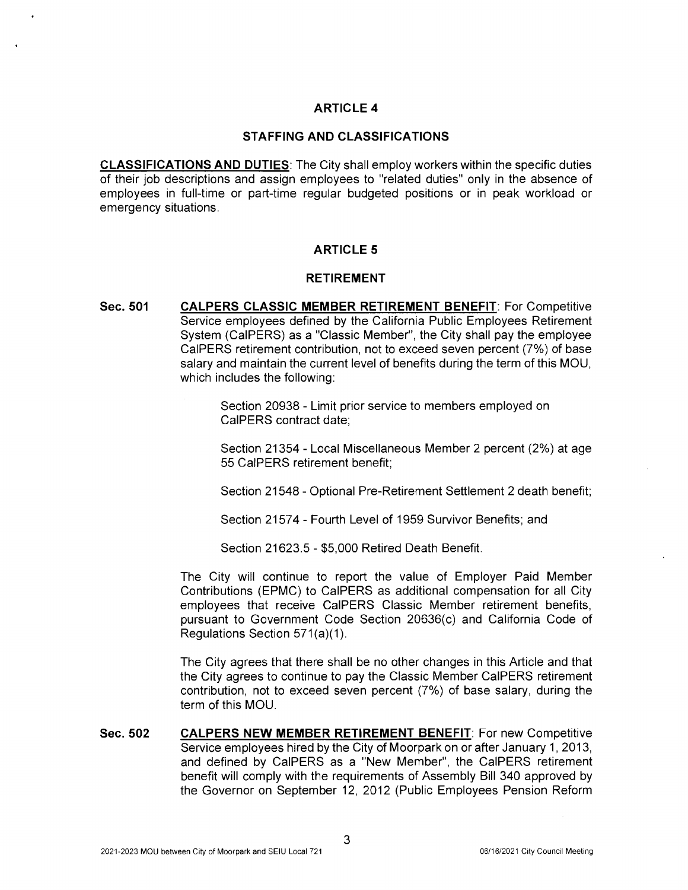## ARTICLE 4

## STAFFING AND CLASSIFICATIONS

**CLASSIFICATIONS AND DUTIES**: The City shall employ workers within the specific duties of their job descriptions and assign employees to "related duties" only in the absence of employees in full-time or part-time regular budgeted positions or in peak workload or emergency situations.

## ARTICLE 5

## RETIREMENT

**Sec. 501** **CALPERS CLASSIC MEMBER RETIREMENT BENEFIT**: For Competitive Service employees defined by the California Public Employees Retirement System (CalPERS) as a "Classic Member", the City shall pay the employee CalPERS retirement contribution, not to exceed seven percent (7%) of base salary and maintain the current level of benefits during the term of this MOU, which includes the following:

> Section 20938 - Limit prior service to members employed on CalPERS contract date;
>
> Section 21354 - Local Miscellaneous Member 2 percent (2%) at age 55 CalPERS retirement benefit;
>
> Section 21548 - Optional Pre-Retirement Settlement 2 death benefit;
>
> Section 21574 - Fourth Level of 1959 Survivor Benefits; and
>
> Section 21623.5 - $5,000 Retired Death Benefit.

The City will continue to report the value of Employer Paid Member Contributions (EPMC) to CalPERS as additional compensation for all City employees that receive CalPERS Classic Member retirement benefits, pursuant to Government Code Section 20636(c) and California Code of Regulations Section 571(a)(1).

The City agrees that there shall be no other changes in this Article and that the City agrees to continue to pay the Classic Member CalPERS retirement contribution, not to exceed seven percent (7%) of base salary, during the term of this MOU.

**Sec. 502** **CALPERS NEW MEMBER RETIREMENT BENEFIT**: For new Competitive Service employees hired by the City of Moorpark on or after January 1, 2013, and defined by CalPERS as a "New Member", the CalPERS retirement benefit will comply with the requirements of Assembly Bill 340 approved by the Governor on September 12, 2012 (Public Employees Pension Reform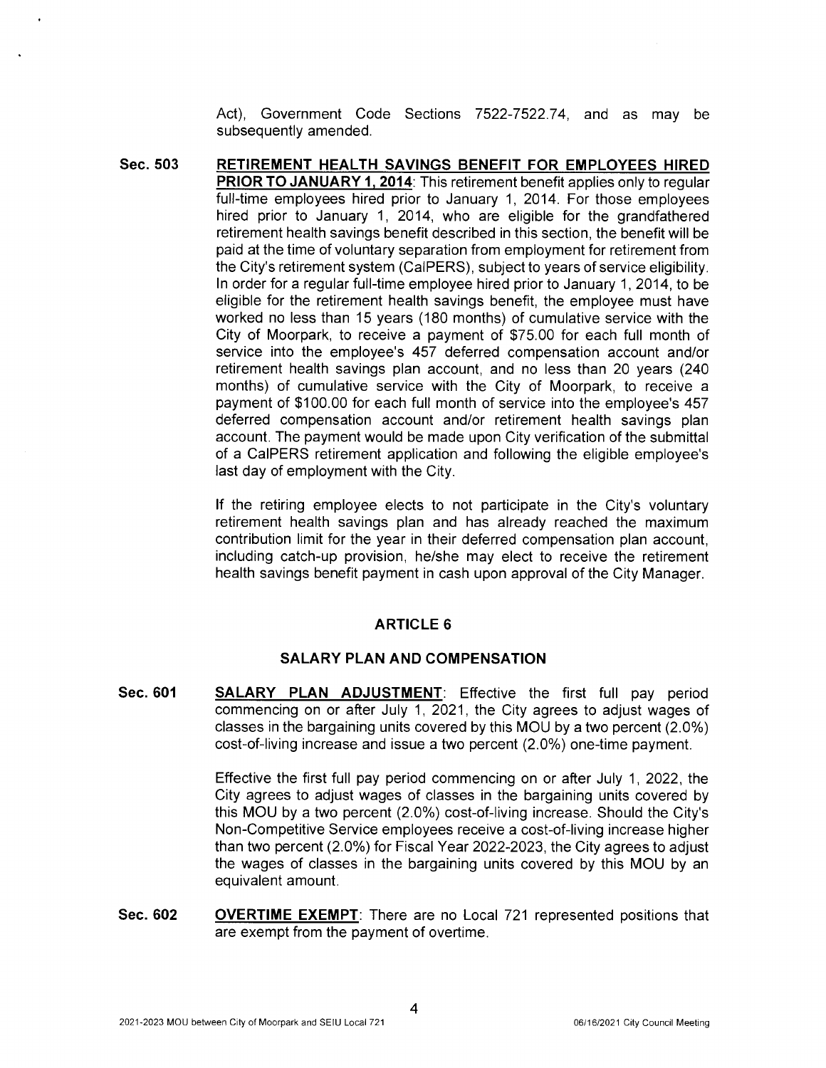Act), Government Code Sections 7522-7522.74, and as may be subsequently amended.

**Sec. 503** **RETIREMENT HEALTH SAVINGS BENEFIT FOR EMPLOYEES HIRED PRIOR TO JANUARY 1, 2014**: This retirement benefit applies only to regular full-time employees hired prior to January 1, 2014. For those employees hired prior to January 1, 2014, who are eligible for the grandfathered retirement health savings benefit described in this section, the benefit will be paid at the time of voluntary separation from employment for retirement from the City's retirement system (CalPERS), subject to years of service eligibility. In order for a regular full-time employee hired prior to January 1, 2014, to be eligible for the retirement health savings benefit, the employee must have worked no less than 15 years (180 months) of cumulative service with the City of Moorpark, to receive a payment of $75.00 for each full month of service into the employee's 457 deferred compensation account and/or retirement health savings plan account, and no less than 20 years (240 months) of cumulative service with the City of Moorpark, to receive a payment of $100.00 for each full month of service into the employee's 457 deferred compensation account and/or retirement health savings plan account. The payment would be made upon City verification of the submittal of a CalPERS retirement application and following the eligible employee's last day of employment with the City.

If the retiring employee elects to not participate in the City's voluntary retirement health savings plan and has already reached the maximum contribution limit for the year in their deferred compensation plan account, including catch-up provision, he/she may elect to receive the retirement health savings benefit payment in cash upon approval of the City Manager.

## ARTICLE 6

## SALARY PLAN AND COMPENSATION

**Sec. 601** **SALARY PLAN ADJUSTMENT**: Effective the first full pay period commencing on or after July 1, 2021, the City agrees to adjust wages of classes in the bargaining units covered by this MOU by a two percent (2.0%) cost-of-living increase and issue a two percent (2.0%) one-time payment.

Effective the first full pay period commencing on or after July 1, 2022, the City agrees to adjust wages of classes in the bargaining units covered by this MOU by a two percent (2.0%) cost-of-living increase. Should the City's Non-Competitive Service employees receive a cost-of-living increase higher than two percent (2.0%) for Fiscal Year 2022-2023, the City agrees to adjust the wages of classes in the bargaining units covered by this MOU by an equivalent amount.

**Sec. 602** **OVERTIME EXEMPT**: There are no Local 721 represented positions that are exempt from the payment of overtime.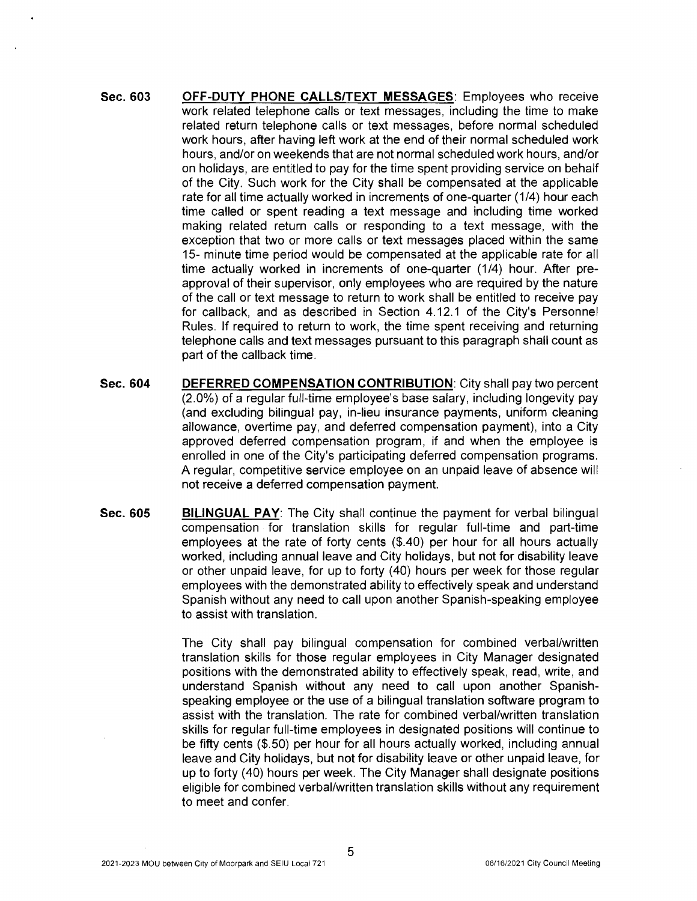**Sec. 603** **OFF-DUTY PHONE CALLS/TEXT MESSAGES**: Employees who receive work related telephone calls or text messages, including the time to make related return telephone calls or text messages, before normal scheduled work hours, after having left work at the end of their normal scheduled work hours, and/or on weekends that are not normal scheduled work hours, and/or on holidays, are entitled to pay for the time spent providing service on behalf of the City. Such work for the City shall be compensated at the applicable rate for all time actually worked in increments of one-quarter (1/4) hour each time called or spent reading a text message and including time worked making related return calls or responding to a text message, with the exception that two or more calls or text messages placed within the same 15- minute time period would be compensated at the applicable rate for all time actually worked in increments of one-quarter (1/4) hour. After pre-approval of their supervisor, only employees who are required by the nature of the call or text message to return to work shall be entitled to receive pay for callback, and as described in Section 4.12.1 of the City's Personnel Rules. If required to return to work, the time spent receiving and returning telephone calls and text messages pursuant to this paragraph shall count as part of the callback time.

**Sec. 604** **DEFERRED COMPENSATION CONTRIBUTION**: City shall pay two percent (2.0%) of a regular full-time employee's base salary, including longevity pay (and excluding bilingual pay, in-lieu insurance payments, uniform cleaning allowance, overtime pay, and deferred compensation payment), into a City approved deferred compensation program, if and when the employee is enrolled in one of the City's participating deferred compensation programs. A regular, competitive service employee on an unpaid leave of absence will not receive a deferred compensation payment.

**Sec. 605** **BILINGUAL PAY**: The City shall continue the payment for verbal bilingual compensation for translation skills for regular full-time and part-time employees at the rate of forty cents ($.40) per hour for all hours actually worked, including annual leave and City holidays, but not for disability leave or other unpaid leave, for up to forty (40) hours per week for those regular employees with the demonstrated ability to effectively speak and understand Spanish without any need to call upon another Spanish-speaking employee to assist with translation.

The City shall pay bilingual compensation for combined verbal/written translation skills for those regular employees in City Manager designated positions with the demonstrated ability to effectively speak, read, write, and understand Spanish without any need to call upon another Spanish-speaking employee or the use of a bilingual translation software program to assist with the translation. The rate for combined verbal/written translation skills for regular full-time employees in designated positions will continue to be fifty cents ($.50) per hour for all hours actually worked, including annual leave and City holidays, but not for disability leave or other unpaid leave, for up to forty (40) hours per week. The City Manager shall designate positions eligible for combined verbal/written translation skills without any requirement to meet and confer.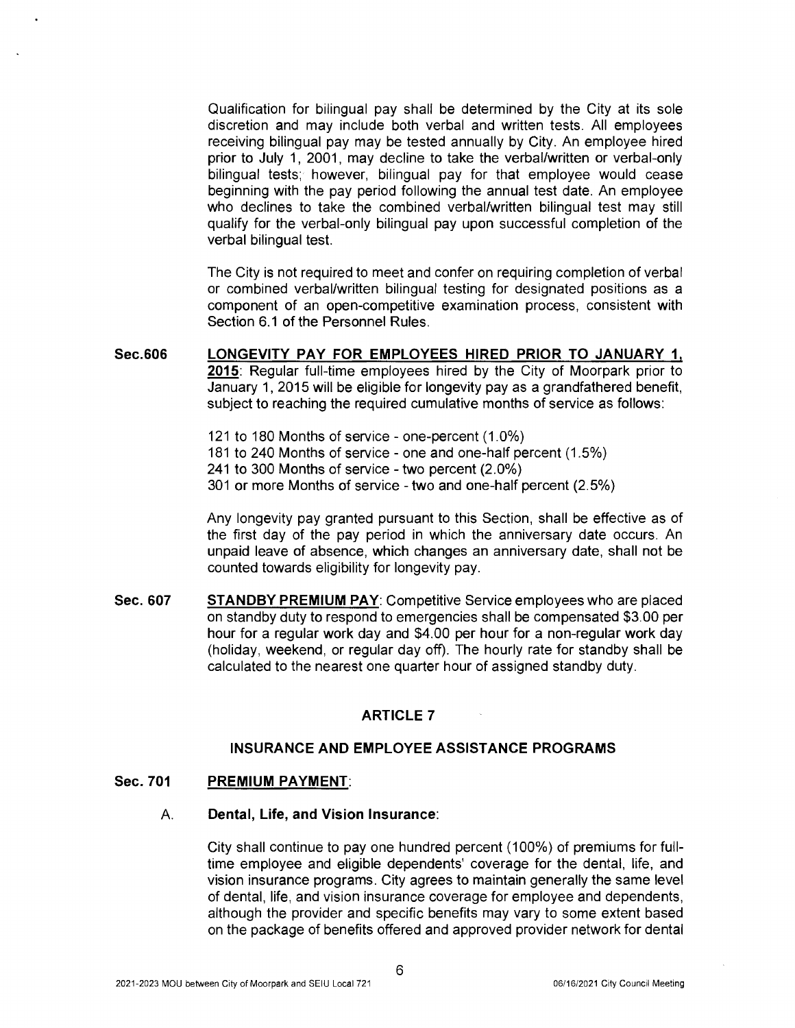Qualification for bilingual pay shall be determined by the City at its sole discretion and may include both verbal and written tests. All employees receiving bilingual pay may be tested annually by City. An employee hired prior to July 1, 2001, may decline to take the verbal/written or verbal-only bilingual tests; however, bilingual pay for that employee would cease beginning with the pay period following the annual test date. An employee who declines to take the combined verbal/written bilingual test may still qualify for the verbal-only bilingual pay upon successful completion of the verbal bilingual test.

The City is not required to meet and confer on requiring completion of verbal or combined verbal/written bilingual testing for designated positions as a component of an open-competitive examination process, consistent with Section 6.1 of the Personnel Rules.

**Sec.606** **LONGEVITY PAY FOR EMPLOYEES HIRED PRIOR TO JANUARY 1, 2015**: Regular full-time employees hired by the City of Moorpark prior to January 1, 2015 will be eligible for longevity pay as a grandfathered benefit, subject to reaching the required cumulative months of service as follows:

121 to 180 Months of service - one-percent (1.0%)
181 to 240 Months of service - one and one-half percent (1.5%)
241 to 300 Months of service - two percent (2.0%)
301 or more Months of service - two and one-half percent (2.5%)

Any longevity pay granted pursuant to this Section, shall be effective as of the first day of the pay period in which the anniversary date occurs. An unpaid leave of absence, which changes an anniversary date, shall not be counted towards eligibility for longevity pay.

**Sec. 607** **STANDBY PREMIUM PAY**: Competitive Service employees who are placed on standby duty to respond to emergencies shall be compensated $3.00 per hour for a regular work day and $4.00 per hour for a non-regular work day (holiday, weekend, or regular day off). The hourly rate for standby shall be calculated to the nearest one quarter hour of assigned standby duty.

## ARTICLE 7

## INSURANCE AND EMPLOYEE ASSISTANCE PROGRAMS

**Sec. 701** **PREMIUM PAYMENT**:

A. **Dental, Life, and Vision Insurance**:

City shall continue to pay one hundred percent (100%) of premiums for full-time employee and eligible dependents' coverage for the dental, life, and vision insurance programs. City agrees to maintain generally the same level of dental, life, and vision insurance coverage for employee and dependents, although the provider and specific benefits may vary to some extent based on the package of benefits offered and approved provider network for dental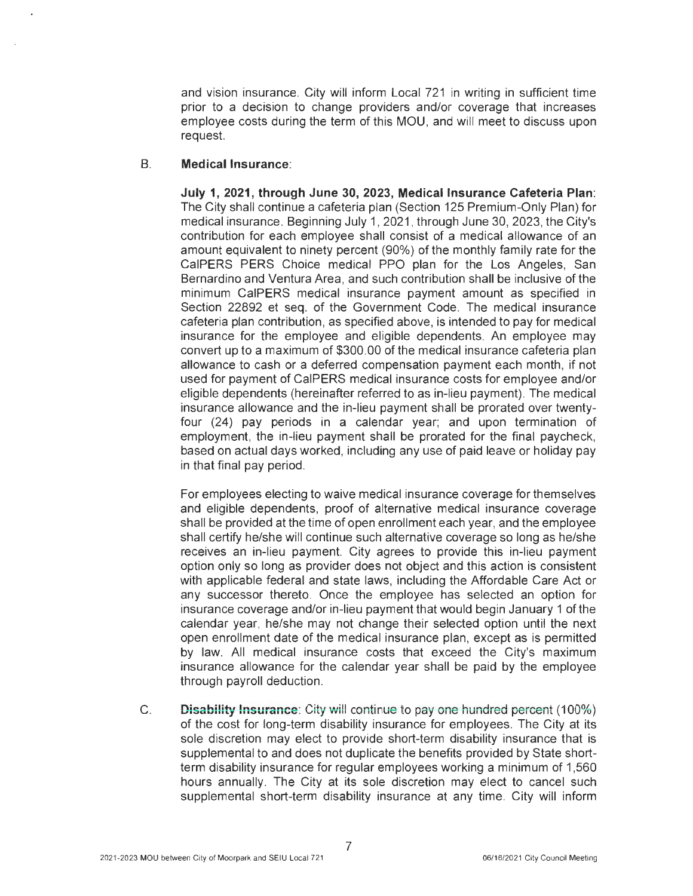and vision insurance. City will inform Local 721 in writing in sufficient time prior to a decision to change providers and/or coverage that increases employee costs during the term of this MOU, and will meet to discuss upon request.

B. **Medical Insurance**:

**July 1, 2021, through June 30, 2023, Medical Insurance Cafeteria Plan**: The City shall continue a cafeteria plan (Section 125 Premium-Only Plan) for medical insurance. Beginning July 1, 2021, through June 30, 2023, the City's contribution for each employee shall consist of a medical allowance of an amount equivalent to ninety percent (90%) of the monthly family rate for the CalPERS PERS Choice medical PPO plan for the Los Angeles, San Bernardino and Ventura Area, and such contribution shall be inclusive of the minimum CalPERS medical insurance payment amount as specified in Section 22892 et seq. of the Government Code. The medical insurance cafeteria plan contribution, as specified above, is intended to pay for medical insurance for the employee and eligible dependents. An employee may convert up to a maximum of $300.00 of the medical insurance cafeteria plan allowance to cash or a deferred compensation payment each month, if not used for payment of CalPERS medical insurance costs for employee and/or eligible dependents (hereinafter referred to as in-lieu payment). The medical insurance allowance and the in-lieu payment shall be prorated over twenty-four (24) pay periods in a calendar year; and upon termination of employment, the in-lieu payment shall be prorated for the final paycheck, based on actual days worked, including any use of paid leave or holiday pay in that final pay period.

For employees electing to waive medical insurance coverage for themselves and eligible dependents, proof of alternative medical insurance coverage shall be provided at the time of open enrollment each year, and the employee shall certify he/she will continue such alternative coverage so long as he/she receives an in-lieu payment. City agrees to provide this in-lieu payment option only so long as provider does not object and this action is consistent with applicable federal and state laws, including the Affordable Care Act or any successor thereto. Once the employee has selected an option for insurance coverage and/or in-lieu payment that would begin January 1 of the calendar year, he/she may not change their selected option until the next open enrollment date of the medical insurance plan, except as is permitted by law. All medical insurance costs that exceed the City's maximum insurance allowance for the calendar year shall be paid by the employee through payroll deduction.

C. **Disability Insurance**: City will continue to pay one hundred percent (100%) of the cost for long-term disability insurance for employees. The City at its sole discretion may elect to provide short-term disability insurance that is supplemental to and does not duplicate the benefits provided by State short-term disability insurance for regular employees working a minimum of 1,560 hours annually. The City at its sole discretion may elect to cancel such supplemental short-term disability insurance at any time. City will inform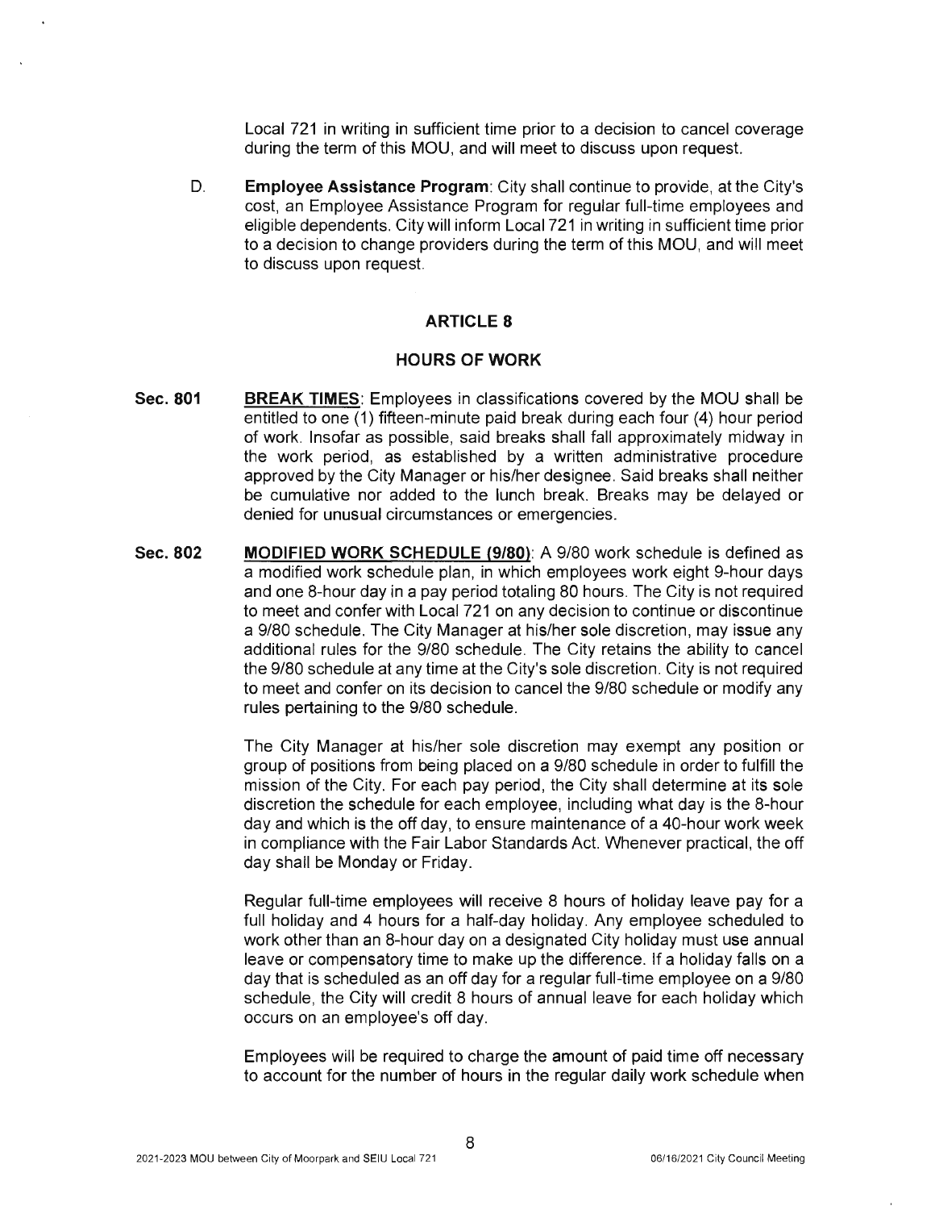Local 721 in writing in sufficient time prior to a decision to cancel coverage during the term of this MOU, and will meet to discuss upon request.

D. **Employee Assistance Program**: City shall continue to provide, at the City's cost, an Employee Assistance Program for regular full-time employees and eligible dependents. City will inform Local 721 in writing in sufficient time prior to a decision to change providers during the term of this MOU, and will meet to discuss upon request.

## ARTICLE 8

## HOURS OF WORK

**Sec. 801** **BREAK TIMES**: Employees in classifications covered by the MOU shall be entitled to one (1) fifteen-minute paid break during each four (4) hour period of work. Insofar as possible, said breaks shall fall approximately midway in the work period, as established by a written administrative procedure approved by the City Manager or his/her designee. Said breaks shall neither be cumulative nor added to the lunch break. Breaks may be delayed or denied for unusual circumstances or emergencies.

**Sec. 802** **MODIFIED WORK SCHEDULE (9/80)**: A 9/80 work schedule is defined as a modified work schedule plan, in which employees work eight 9-hour days and one 8-hour day in a pay period totaling 80 hours. The City is not required to meet and confer with Local 721 on any decision to continue or discontinue a 9/80 schedule. The City Manager at his/her sole discretion, may issue any additional rules for the 9/80 schedule. The City retains the ability to cancel the 9/80 schedule at any time at the City's sole discretion. City is not required to meet and confer on its decision to cancel the 9/80 schedule or modify any rules pertaining to the 9/80 schedule.

The City Manager at his/her sole discretion may exempt any position or group of positions from being placed on a 9/80 schedule in order to fulfill the mission of the City. For each pay period, the City shall determine at its sole discretion the schedule for each employee, including what day is the 8-hour day and which is the off day, to ensure maintenance of a 40-hour work week in compliance with the Fair Labor Standards Act. Whenever practical, the off day shall be Monday or Friday.

Regular full-time employees will receive 8 hours of holiday leave pay for a full holiday and 4 hours for a half-day holiday. Any employee scheduled to work other than an 8-hour day on a designated City holiday must use annual leave or compensatory time to make up the difference. If a holiday falls on a day that is scheduled as an off day for a regular full-time employee on a 9/80 schedule, the City will credit 8 hours of annual leave for each holiday which occurs on an employee's off day.

Employees will be required to charge the amount of paid time off necessary to account for the number of hours in the regular daily work schedule when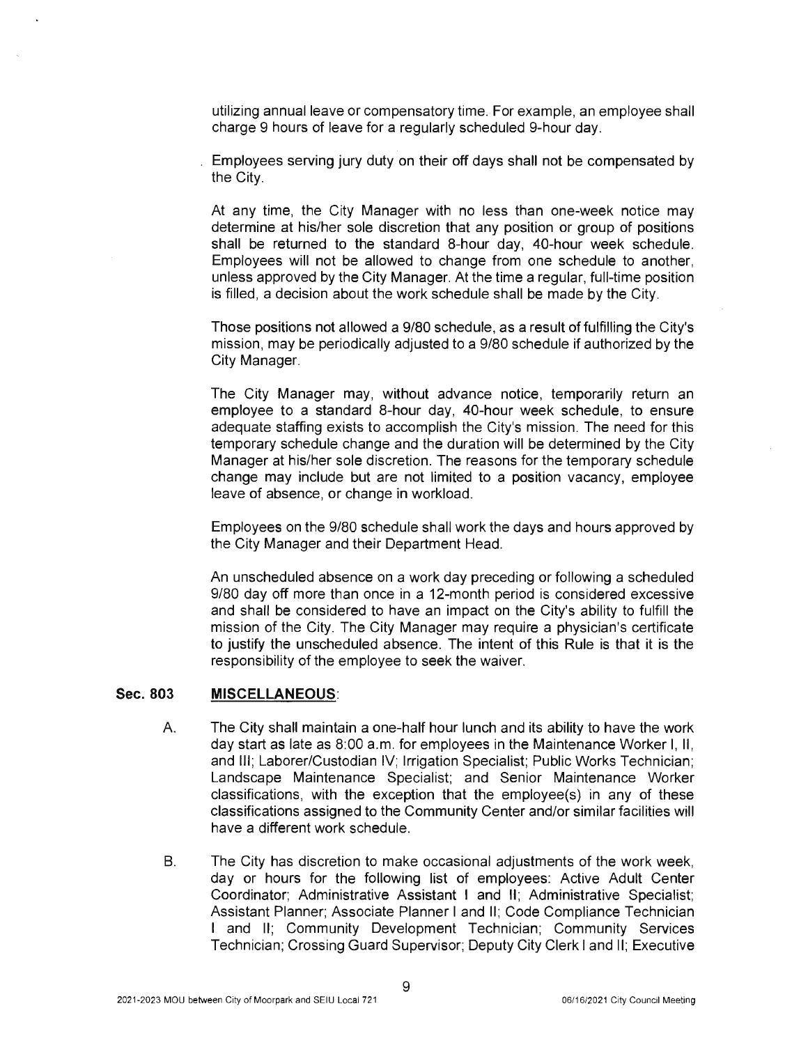utilizing annual leave or compensatory time. For example, an employee shall charge 9 hours of leave for a regularly scheduled 9-hour day.

Employees serving jury duty on their off days shall not be compensated by the City.

At any time, the City Manager with no less than one-week notice may determine at his/her sole discretion that any position or group of positions shall be returned to the standard 8-hour day, 40-hour week schedule. Employees will not be allowed to change from one schedule to another, unless approved by the City Manager. At the time a regular, full-time position is filled, a decision about the work schedule shall be made by the City.

Those positions not allowed a 9/80 schedule, as a result of fulfilling the City's mission, may be periodically adjusted to a 9/80 schedule if authorized by the City Manager.

The City Manager may, without advance notice, temporarily return an employee to a standard 8-hour day, 40-hour week schedule, to ensure adequate staffing exists to accomplish the City's mission. The need for this temporary schedule change and the duration will be determined by the City Manager at his/her sole discretion. The reasons for the temporary schedule change may include but are not limited to a position vacancy, employee leave of absence, or change in workload.

Employees on the 9/80 schedule shall work the days and hours approved by the City Manager and their Department Head.

An unscheduled absence on a work day preceding or following a scheduled 9/80 day off more than once in a 12-month period is considered excessive and shall be considered to have an impact on the City's ability to fulfill the mission of the City. The City Manager may require a physician's certificate to justify the unscheduled absence. The intent of this Rule is that it is the responsibility of the employee to seek the waiver.

## Sec. 803 MISCELLANEOUS:

A. The City shall maintain a one-half hour lunch and its ability to have the work day start as late as 8:00 a.m. for employees in the Maintenance Worker I, II, and III; Laborer/Custodian IV; Irrigation Specialist; Public Works Technician; Landscape Maintenance Specialist; and Senior Maintenance Worker classifications, with the exception that the employee(s) in any of these classifications assigned to the Community Center and/or similar facilities will have a different work schedule.

B. The City has discretion to make occasional adjustments of the work week, day or hours for the following list of employees: Active Adult Center Coordinator; Administrative Assistant I and II; Administrative Specialist; Assistant Planner; Associate Planner I and II; Code Compliance Technician I and II; Community Development Technician; Community Services Technician; Crossing Guard Supervisor; Deputy City Clerk I and II; Executive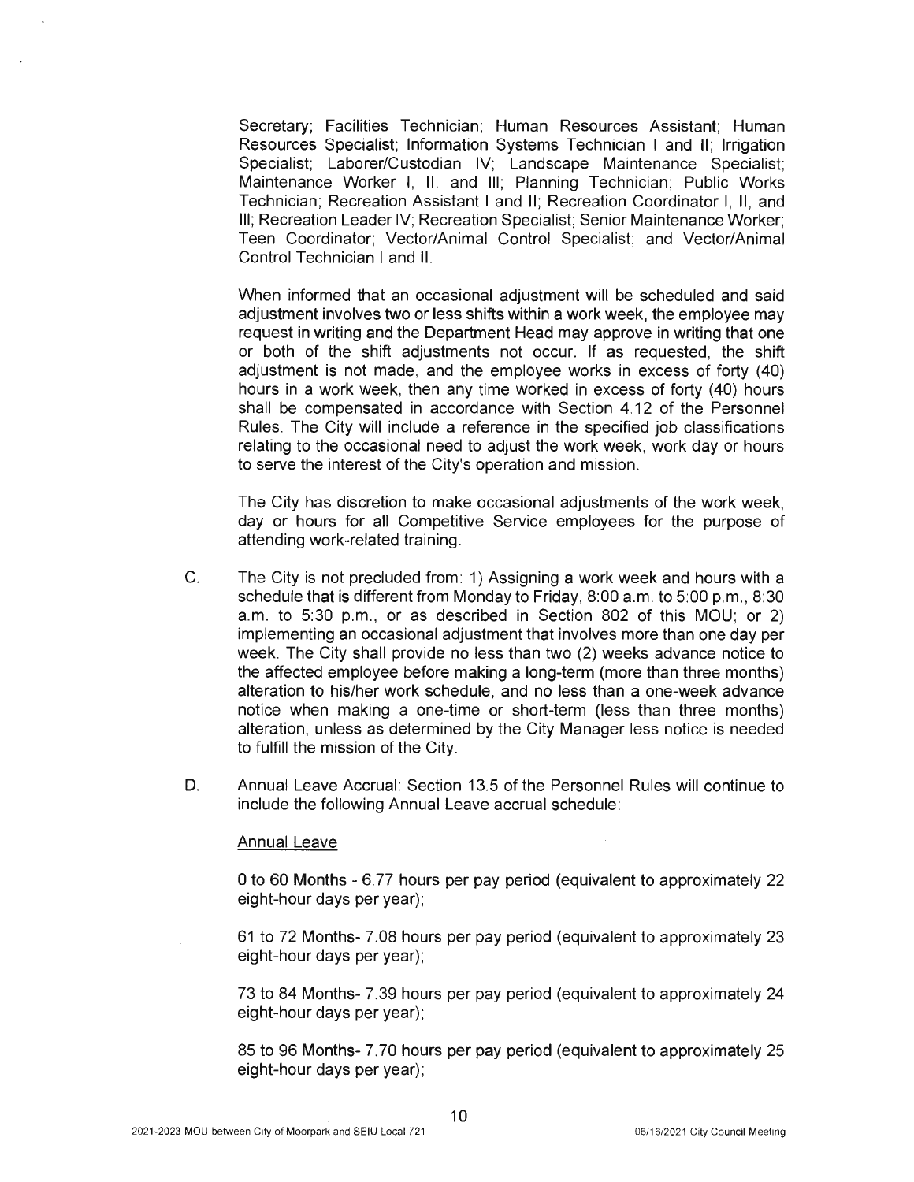Secretary; Facilities Technician; Human Resources Assistant; Human Resources Specialist; Information Systems Technician I and II; Irrigation Specialist; Laborer/Custodian IV; Landscape Maintenance Specialist; Maintenance Worker I, II, and III; Planning Technician; Public Works Technician; Recreation Assistant I and II; Recreation Coordinator I, II, and III; Recreation Leader IV; Recreation Specialist; Senior Maintenance Worker; Teen Coordinator; Vector/Animal Control Specialist; and Vector/Animal Control Technician I and II.

When informed that an occasional adjustment will be scheduled and said adjustment involves two or less shifts within a work week, the employee may request in writing and the Department Head may approve in writing that one or both of the shift adjustments not occur. If as requested, the shift adjustment is not made, and the employee works in excess of forty (40) hours in a work week, then any time worked in excess of forty (40) hours shall be compensated in accordance with Section 4.12 of the Personnel Rules. The City will include a reference in the specified job classifications relating to the occasional need to adjust the work week, work day or hours to serve the interest of the City's operation and mission.

The City has discretion to make occasional adjustments of the work week, day or hours for all Competitive Service employees for the purpose of attending work-related training.

C. The City is not precluded from: 1) Assigning a work week and hours with a schedule that is different from Monday to Friday, 8:00 a.m. to 5:00 p.m., 8:30 a.m. to 5:30 p.m., or as described in Section 802 of this MOU; or 2) implementing an occasional adjustment that involves more than one day per week. The City shall provide no less than two (2) weeks advance notice to the affected employee before making a long-term (more than three months) alteration to his/her work schedule, and no less than a one-week advance notice when making a one-time or short-term (less than three months) alteration, unless as determined by the City Manager less notice is needed to fulfill the mission of the City.

D. Annual Leave Accrual: Section 13.5 of the Personnel Rules will continue to include the following Annual Leave accrual schedule:

<u>Annual Leave</u>

0 to 60 Months - 6.77 hours per pay period (equivalent to approximately 22 eight-hour days per year);

61 to 72 Months- 7.08 hours per pay period (equivalent to approximately 23 eight-hour days per year);

73 to 84 Months- 7.39 hours per pay period (equivalent to approximately 24 eight-hour days per year);

85 to 96 Months- 7.70 hours per pay period (equivalent to approximately 25 eight-hour days per year);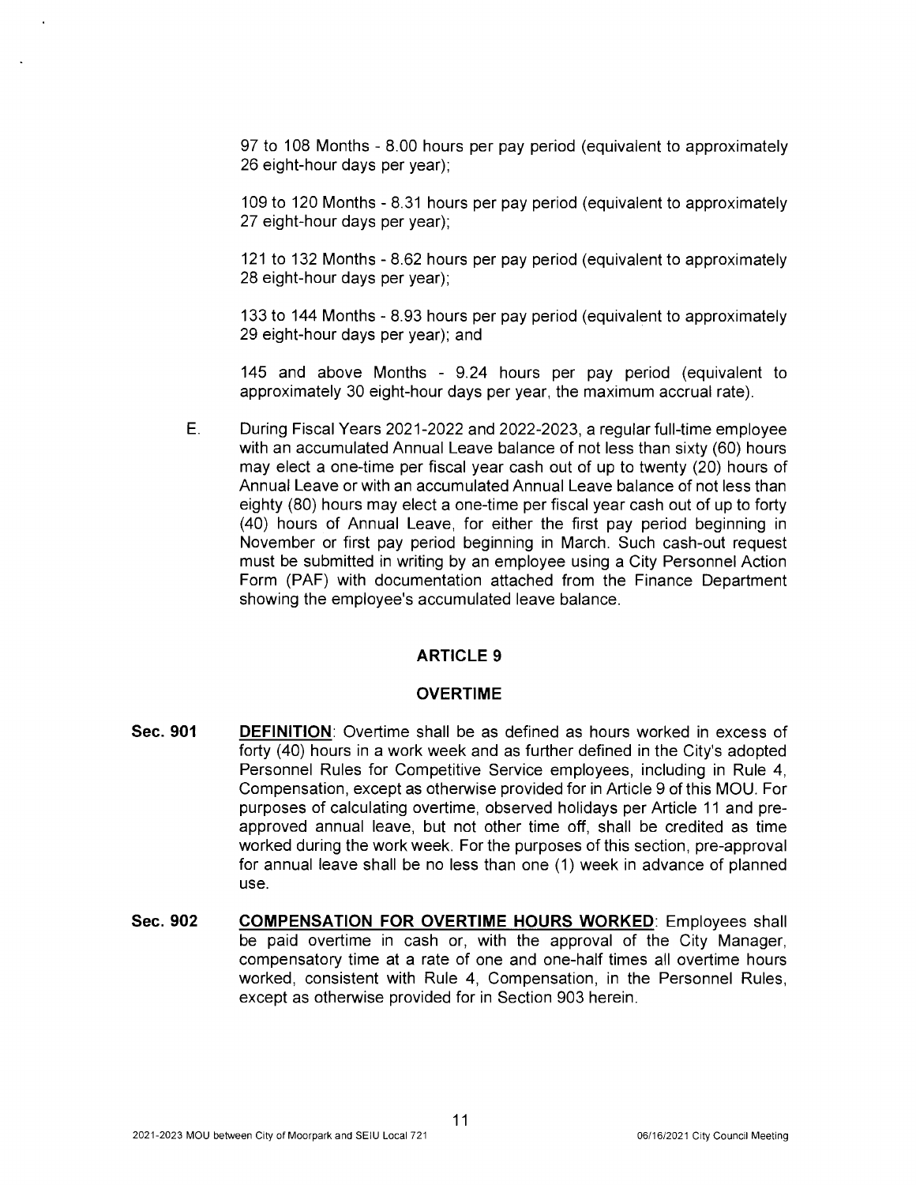97 to 108 Months - 8.00 hours per pay period (equivalent to approximately 26 eight-hour days per year);

109 to 120 Months - 8.31 hours per pay period (equivalent to approximately 27 eight-hour days per year);

121 to 132 Months - 8.62 hours per pay period (equivalent to approximately 28 eight-hour days per year);

133 to 144 Months - 8.93 hours per pay period (equivalent to approximately 29 eight-hour days per year); and

145 and above Months - 9.24 hours per pay period (equivalent to approximately 30 eight-hour days per year, the maximum accrual rate).

E. During Fiscal Years 2021-2022 and 2022-2023, a regular full-time employee with an accumulated Annual Leave balance of not less than sixty (60) hours may elect a one-time per fiscal year cash out of up to twenty (20) hours of Annual Leave or with an accumulated Annual Leave balance of not less than eighty (80) hours may elect a one-time per fiscal year cash out of up to forty (40) hours of Annual Leave, for either the first pay period beginning in November or first pay period beginning in March. Such cash-out request must be submitted in writing by an employee using a City Personnel Action Form (PAF) with documentation attached from the Finance Department showing the employee's accumulated leave balance.

## ARTICLE 9

## OVERTIME

**Sec. 901** **DEFINITION**: Overtime shall be as defined as hours worked in excess of forty (40) hours in a work week and as further defined in the City's adopted Personnel Rules for Competitive Service employees, including in Rule 4, Compensation, except as otherwise provided for in Article 9 of this MOU. For purposes of calculating overtime, observed holidays per Article 11 and pre-approved annual leave, but not other time off, shall be credited as time worked during the work week. For the purposes of this section, pre-approval for annual leave shall be no less than one (1) week in advance of planned use.

**Sec. 902** **COMPENSATION FOR OVERTIME HOURS WORKED**: Employees shall be paid overtime in cash or, with the approval of the City Manager, compensatory time at a rate of one and one-half times all overtime hours worked, consistent with Rule 4, Compensation, in the Personnel Rules, except as otherwise provided for in Section 903 herein.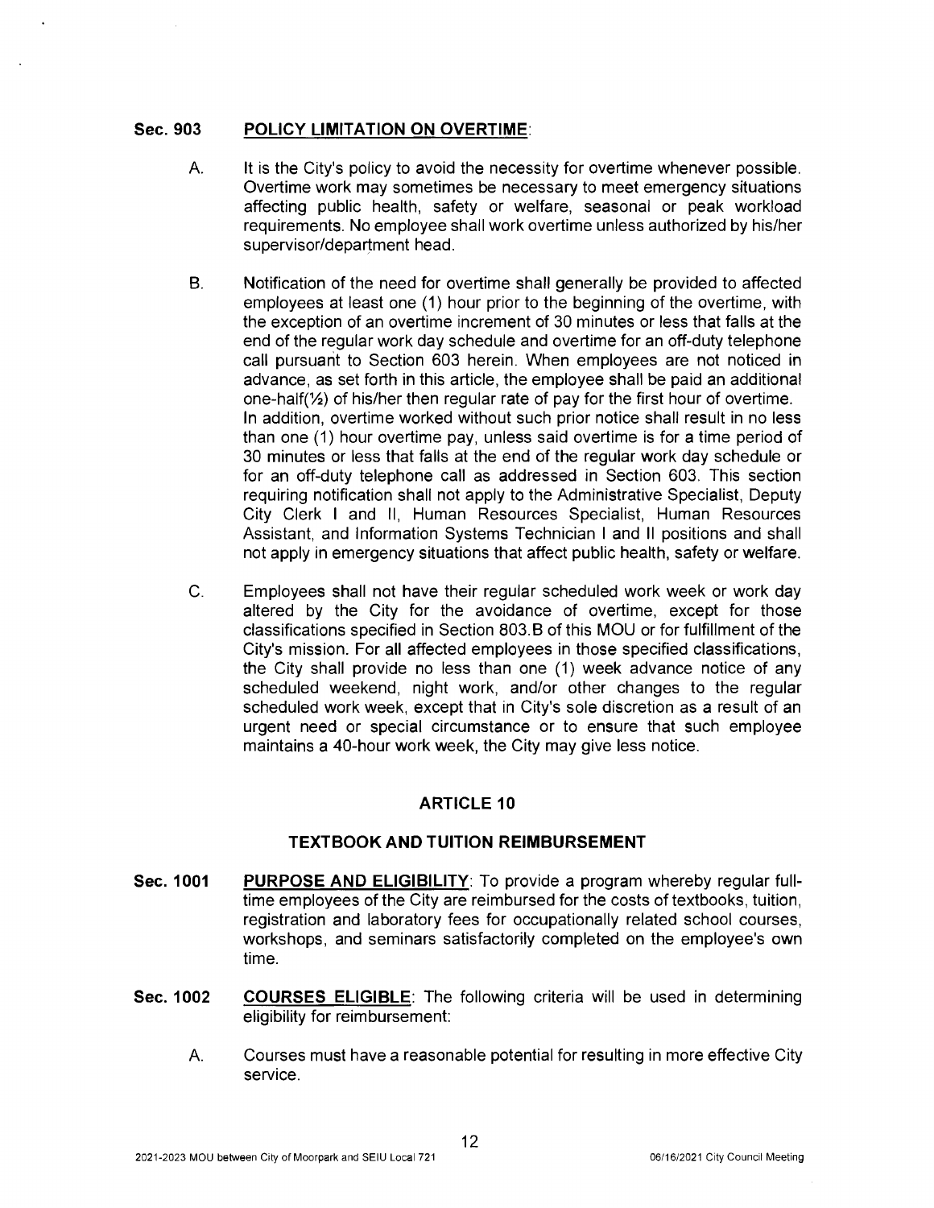**Sec. 903 POLICY LIMITATION ON OVERTIME:**

A. It is the City's policy to avoid the necessity for overtime whenever possible. Overtime work may sometimes be necessary to meet emergency situations affecting public health, safety or welfare, seasonal or peak workload requirements. No employee shall work overtime unless authorized by his/her supervisor/department head.

B. Notification of the need for overtime shall generally be provided to affected employees at least one (1) hour prior to the beginning of the overtime, with the exception of an overtime increment of 30 minutes or less that falls at the end of the regular work day schedule and overtime for an off-duty telephone call pursuant to Section 603 herein. When employees are not noticed in advance, as set forth in this article, the employee shall be paid an additional one-half(½) of his/her then regular rate of pay for the first hour of overtime. In addition, overtime worked without such prior notice shall result in no less than one (1) hour overtime pay, unless said overtime is for a time period of 30 minutes or less that falls at the end of the regular work day schedule or for an off-duty telephone call as addressed in Section 603. This section requiring notification shall not apply to the Administrative Specialist, Deputy City Clerk I and II, Human Resources Specialist, Human Resources Assistant, and Information Systems Technician I and II positions and shall not apply in emergency situations that affect public health, safety or welfare.

C. Employees shall not have their regular scheduled work week or work day altered by the City for the avoidance of overtime, except for those classifications specified in Section 803.B of this MOU or for fulfillment of the City's mission. For all affected employees in those specified classifications, the City shall provide no less than one (1) week advance notice of any scheduled weekend, night work, and/or other changes to the regular scheduled work week, except that in City's sole discretion as a result of an urgent need or special circumstance or to ensure that such employee maintains a 40-hour work week, the City may give less notice.

## ARTICLE 10

## TEXTBOOK AND TUITION REIMBURSEMENT

**Sec. 1001 PURPOSE AND ELIGIBILITY:** To provide a program whereby regular full-time employees of the City are reimbursed for the costs of textbooks, tuition, registration and laboratory fees for occupationally related school courses, workshops, and seminars satisfactorily completed on the employee's own time.

**Sec. 1002 COURSES ELIGIBLE:** The following criteria will be used in determining eligibility for reimbursement:

A. Courses must have a reasonable potential for resulting in more effective City service.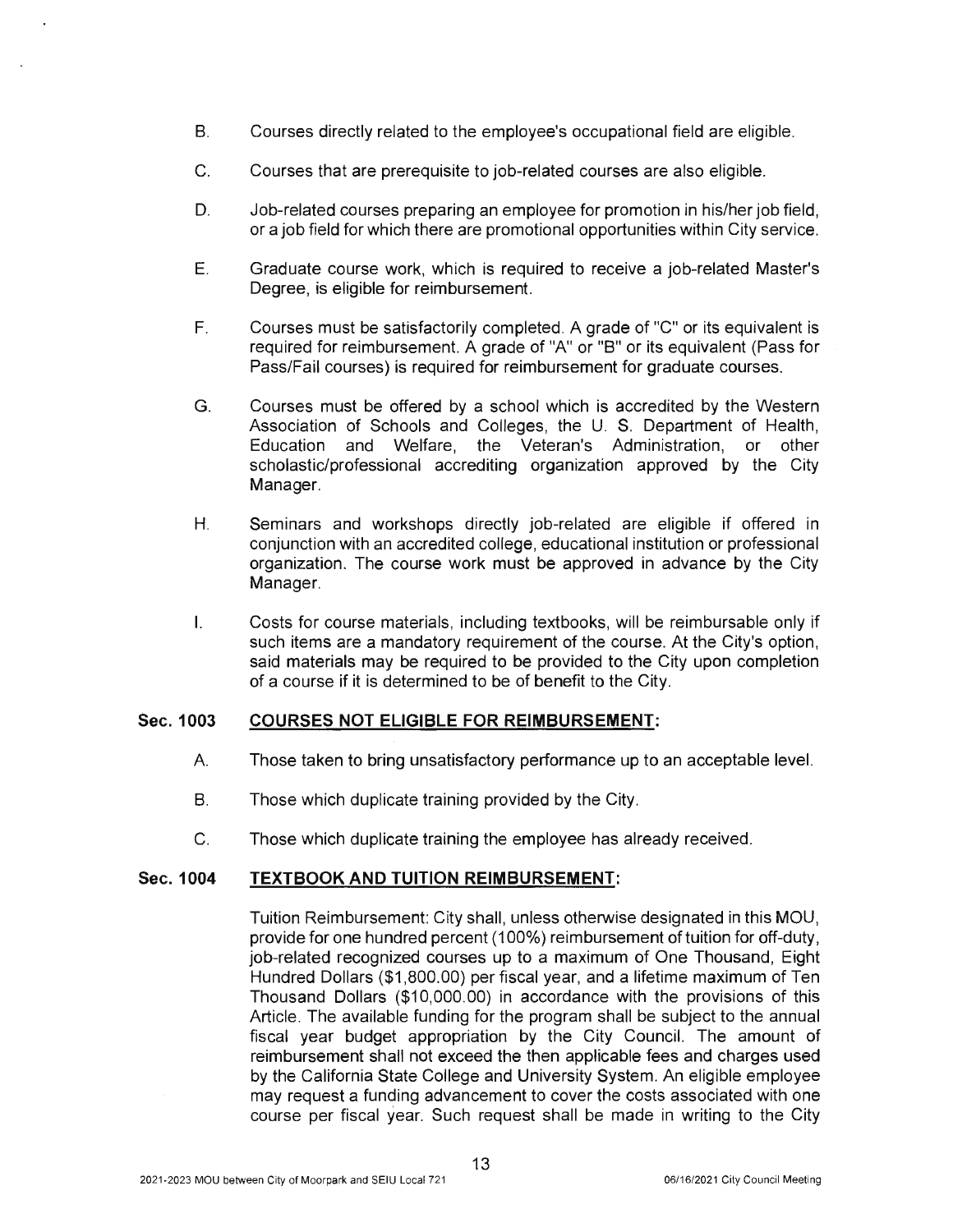B. Courses directly related to the employee's occupational field are eligible.

C. Courses that are prerequisite to job-related courses are also eligible.

D. Job-related courses preparing an employee for promotion in his/her job field, or a job field for which there are promotional opportunities within City service.

E. Graduate course work, which is required to receive a job-related Master's Degree, is eligible for reimbursement.

F. Courses must be satisfactorily completed. A grade of "C" or its equivalent is required for reimbursement. A grade of "A" or "B" or its equivalent (Pass for Pass/Fail courses) is required for reimbursement for graduate courses.

G. Courses must be offered by a school which is accredited by the Western Association of Schools and Colleges, the U. S. Department of Health, Education and Welfare, the Veteran's Administration, or other scholastic/professional accrediting organization approved by the City Manager.

H. Seminars and workshops directly job-related are eligible if offered in conjunction with an accredited college, educational institution or professional organization. The course work must be approved in advance by the City Manager.

I. Costs for course materials, including textbooks, will be reimbursable only if such items are a mandatory requirement of the course. At the City's option, said materials may be required to be provided to the City upon completion of a course if it is determined to be of benefit to the City.

## Sec. 1003 COURSES NOT ELIGIBLE FOR REIMBURSEMENT:

A. Those taken to bring unsatisfactory performance up to an acceptable level.

B. Those which duplicate training provided by the City.

C. Those which duplicate training the employee has already received.

## Sec. 1004 TEXTBOOK AND TUITION REIMBURSEMENT:

Tuition Reimbursement: City shall, unless otherwise designated in this MOU, provide for one hundred percent (100%) reimbursement of tuition for off-duty, job-related recognized courses up to a maximum of One Thousand, Eight Hundred Dollars ($1,800.00) per fiscal year, and a lifetime maximum of Ten Thousand Dollars ($10,000.00) in accordance with the provisions of this Article. The available funding for the program shall be subject to the annual fiscal year budget appropriation by the City Council. The amount of reimbursement shall not exceed the then applicable fees and charges used by the California State College and University System. An eligible employee may request a funding advancement to cover the costs associated with one course per fiscal year. Such request shall be made in writing to the City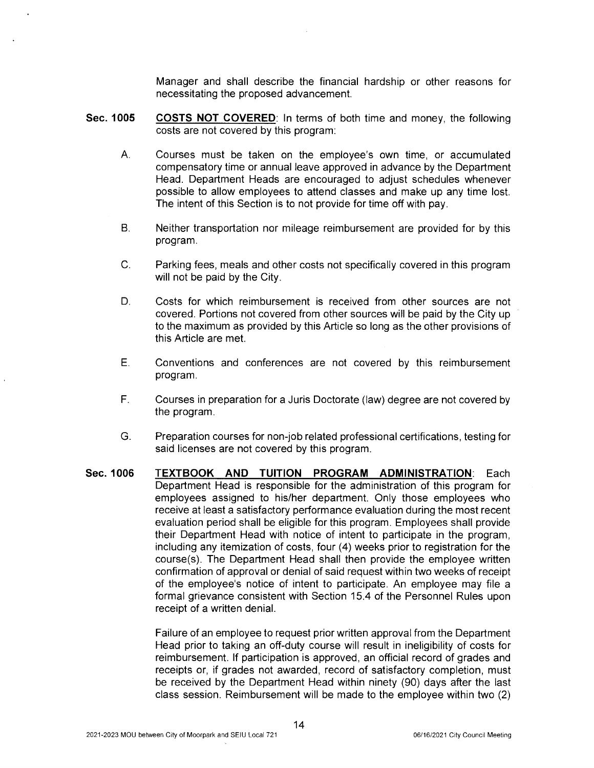Manager and shall describe the financial hardship or other reasons for necessitating the proposed advancement.

**Sec. 1005** **<u>COSTS NOT COVERED</u>**: In terms of both time and money, the following costs are not covered by this program:

A. Courses must be taken on the employee's own time, or accumulated compensatory time or annual leave approved in advance by the Department Head. Department Heads are encouraged to adjust schedules whenever possible to allow employees to attend classes and make up any time lost. The intent of this Section is to not provide for time off with pay.

B. Neither transportation nor mileage reimbursement are provided for by this program.

C. Parking fees, meals and other costs not specifically covered in this program will not be paid by the City.

D. Costs for which reimbursement is received from other sources are not covered. Portions not covered from other sources will be paid by the City up to the maximum as provided by this Article so long as the other provisions of this Article are met.

E. Conventions and conferences are not covered by this reimbursement program.

F. Courses in preparation for a Juris Doctorate (law) degree are not covered by the program.

G. Preparation courses for non-job related professional certifications, testing for said licenses are not covered by this program.

**Sec. 1006** **<u>TEXTBOOK AND TUITION PROGRAM ADMINISTRATION</u>**: Each Department Head is responsible for the administration of this program for employees assigned to his/her department. Only those employees who receive at least a satisfactory performance evaluation during the most recent evaluation period shall be eligible for this program. Employees shall provide their Department Head with notice of intent to participate in the program, including any itemization of costs, four (4) weeks prior to registration for the course(s). The Department Head shall then provide the employee written confirmation of approval or denial of said request within two weeks of receipt of the employee's notice of intent to participate. An employee may file a formal grievance consistent with Section 15.4 of the Personnel Rules upon receipt of a written denial.

Failure of an employee to request prior written approval from the Department Head prior to taking an off-duty course will result in ineligibility of costs for reimbursement. If participation is approved, an official record of grades and receipts or, if grades not awarded, record of satisfactory completion, must be received by the Department Head within ninety (90) days after the last class session. Reimbursement will be made to the employee within two (2)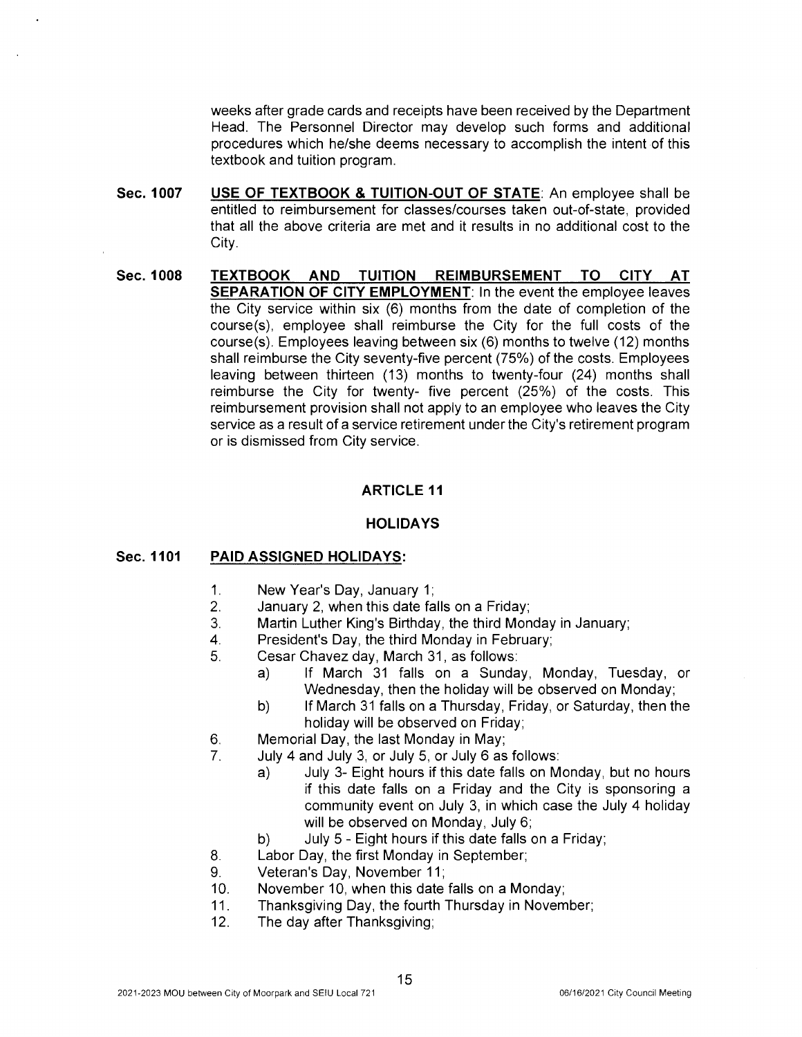weeks after grade cards and receipts have been received by the Department Head. The Personnel Director may develop such forms and additional procedures which he/she deems necessary to accomplish the intent of this textbook and tuition program.

**Sec. 1007** **USE OF TEXTBOOK & TUITION-OUT OF STATE**: An employee shall be entitled to reimbursement for classes/courses taken out-of-state, provided that all the above criteria are met and it results in no additional cost to the City.

**Sec. 1008** **TEXTBOOK AND TUITION REIMBURSEMENT TO CITY AT SEPARATION OF CITY EMPLOYMENT**: In the event the employee leaves the City service within six (6) months from the date of completion of the course(s), employee shall reimburse the City for the full costs of the course(s). Employees leaving between six (6) months to twelve (12) months shall reimburse the City seventy-five percent (75%) of the costs. Employees leaving between thirteen (13) months to twenty-four (24) months shall reimburse the City for twenty- five percent (25%) of the costs. This reimbursement provision shall not apply to an employee who leaves the City service as a result of a service retirement under the City's retirement program or is dismissed from City service.

## ARTICLE 11

## HOLIDAYS

**Sec. 1101** **PAID ASSIGNED HOLIDAYS:**

1. New Year's Day, January 1;
2. January 2, when this date falls on a Friday;
3. Martin Luther King's Birthday, the third Monday in January;
4. President's Day, the third Monday in February;
5. Cesar Chavez day, March 31, as follows:
   a) If March 31 falls on a Sunday, Monday, Tuesday, or Wednesday, then the holiday will be observed on Monday;
   b) If March 31 falls on a Thursday, Friday, or Saturday, then the holiday will be observed on Friday;
6. Memorial Day, the last Monday in May;
7. July 4 and July 3, or July 5, or July 6 as follows:
   a) July 3- Eight hours if this date falls on Monday, but no hours if this date falls on a Friday and the City is sponsoring a community event on July 3, in which case the July 4 holiday will be observed on Monday, July 6;
   b) July 5 - Eight hours if this date falls on a Friday;
8. Labor Day, the first Monday in September;
9. Veteran's Day, November 11;
10. November 10, when this date falls on a Monday;
11. Thanksgiving Day, the fourth Thursday in November;
12. The day after Thanksgiving;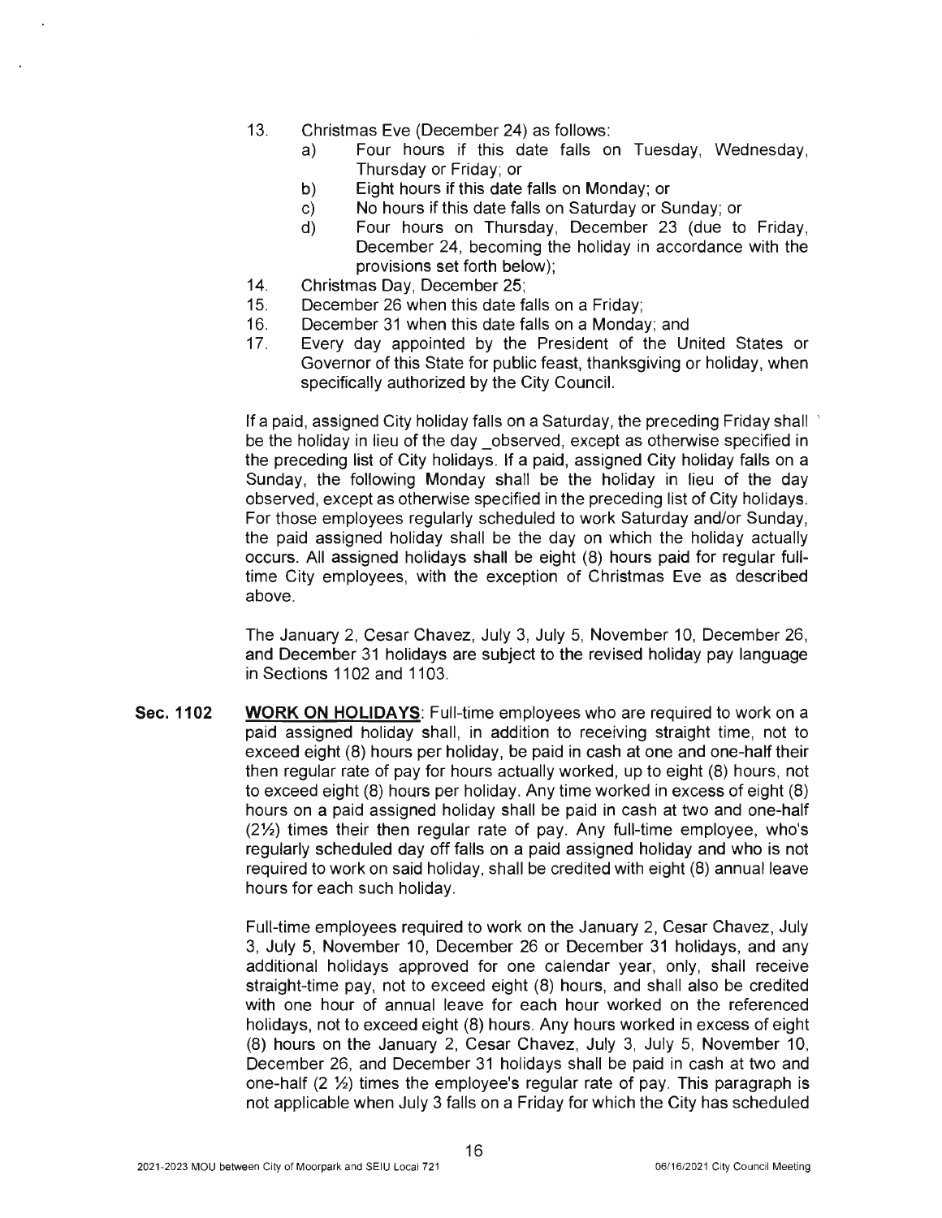13. Christmas Eve (December 24) as follows:
    a) Four hours if this date falls on Tuesday, Wednesday, Thursday or Friday; or
    b) Eight hours if this date falls on Monday; or
    c) No hours if this date falls on Saturday or Sunday; or
    d) Four hours on Thursday, December 23 (due to Friday, December 24, becoming the holiday in accordance with the provisions set forth below);
14. Christmas Day, December 25;
15. December 26 when this date falls on a Friday;
16. December 31 when this date falls on a Monday; and
17. Every day appointed by the President of the United States or Governor of this State for public feast, thanksgiving or holiday, when specifically authorized by the City Council.

If a paid, assigned City holiday falls on a Saturday, the preceding Friday shall be the holiday in lieu of the day _observed, except as otherwise specified in the preceding list of City holidays. If a paid, assigned City holiday falls on a Sunday, the following Monday shall be the holiday in lieu of the day observed, except as otherwise specified in the preceding list of City holidays. For those employees regularly scheduled to work Saturday and/or Sunday, the paid assigned holiday shall be the day on which the holiday actually occurs. All assigned holidays shall be eight (8) hours paid for regular full-time City employees, with the exception of Christmas Eve as described above.

The January 2, Cesar Chavez, July 3, July 5, November 10, December 26, and December 31 holidays are subject to the revised holiday pay language in Sections 1102 and 1103.

**Sec. 1102** **WORK ON HOLIDAYS**: Full-time employees who are required to work on a paid assigned holiday shall, in addition to receiving straight time, not to exceed eight (8) hours per holiday, be paid in cash at one and one-half their then regular rate of pay for hours actually worked, up to eight (8) hours, not to exceed eight (8) hours per holiday. Any time worked in excess of eight (8) hours on a paid assigned holiday shall be paid in cash at two and one-half (2½) times their then regular rate of pay. Any full-time employee, who's regularly scheduled day off falls on a paid assigned holiday and who is not required to work on said holiday, shall be credited with eight (8) annual leave hours for each such holiday.

Full-time employees required to work on the January 2, Cesar Chavez, July 3, July 5, November 10, December 26 or December 31 holidays, and any additional holidays approved for one calendar year, only, shall receive straight-time pay, not to exceed eight (8) hours, and shall also be credited with one hour of annual leave for each hour worked on the referenced holidays, not to exceed eight (8) hours. Any hours worked in excess of eight (8) hours on the January 2, Cesar Chavez, July 3, July 5, November 10, December 26, and December 31 holidays shall be paid in cash at two and one-half (2 ½) times the employee's regular rate of pay. This paragraph is not applicable when July 3 falls on a Friday for which the City has scheduled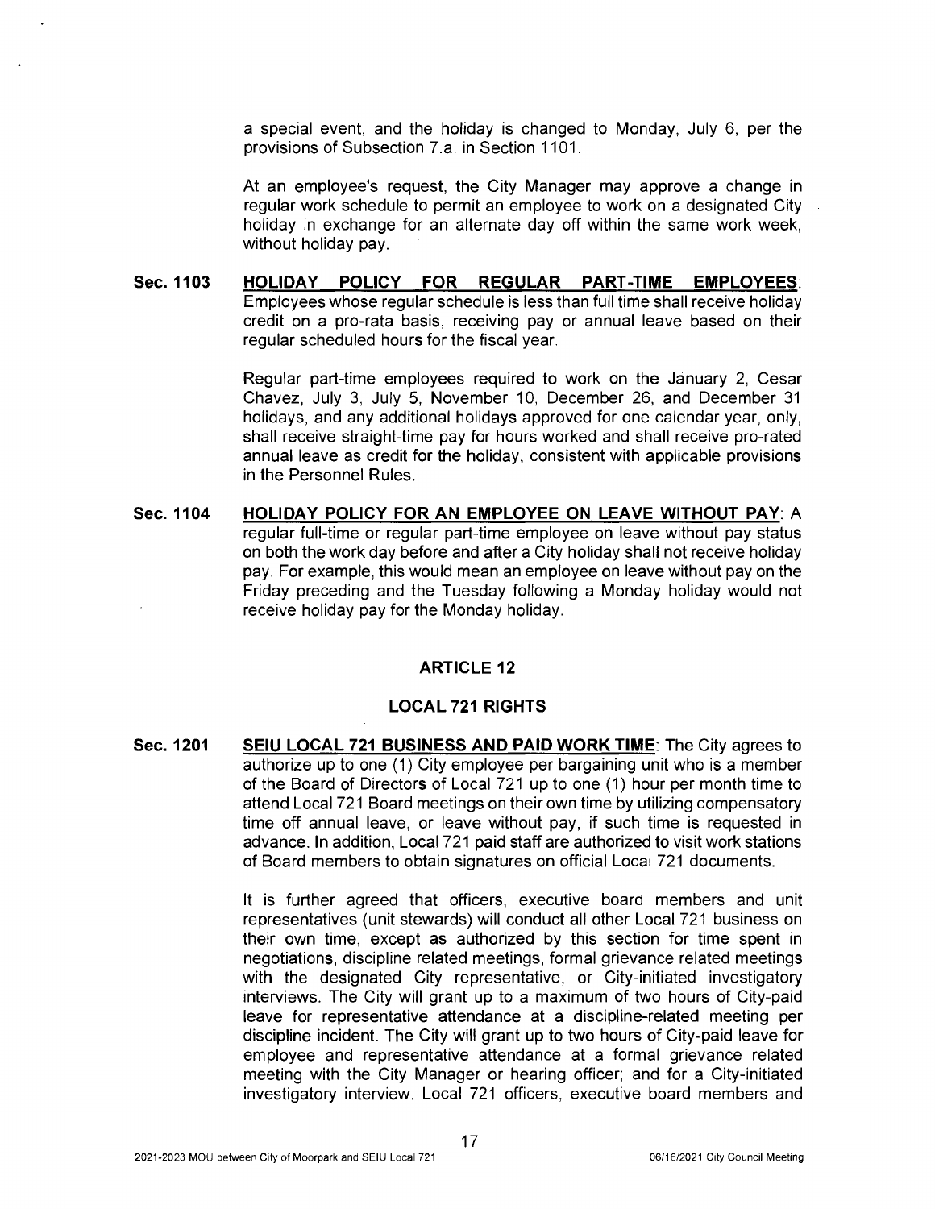a special event, and the holiday is changed to Monday, July 6, per the provisions of Subsection 7.a. in Section 1101.

At an employee's request, the City Manager may approve a change in regular work schedule to permit an employee to work on a designated City holiday in exchange for an alternate day off within the same work week, without holiday pay.

**Sec. 1103** **<u>HOLIDAY POLICY FOR REGULAR PART-TIME EMPLOYEES</u>**: Employees whose regular schedule is less than full time shall receive holiday credit on a pro-rata basis, receiving pay or annual leave based on their regular scheduled hours for the fiscal year.

Regular part-time employees required to work on the January 2, Cesar Chavez, July 3, July 5, November 10, December 26, and December 31 holidays, and any additional holidays approved for one calendar year, only, shall receive straight-time pay for hours worked and shall receive pro-rated annual leave as credit for the holiday, consistent with applicable provisions in the Personnel Rules.

**Sec. 1104** **<u>HOLIDAY POLICY FOR AN EMPLOYEE ON LEAVE WITHOUT PAY</u>**: A regular full-time or regular part-time employee on leave without pay status on both the work day before and after a City holiday shall not receive holiday pay. For example, this would mean an employee on leave without pay on the Friday preceding and the Tuesday following a Monday holiday would not receive holiday pay for the Monday holiday.

## ARTICLE 12

## LOCAL 721 RIGHTS

**Sec. 1201** **<u>SEIU LOCAL 721 BUSINESS AND PAID WORK TIME</u>**: The City agrees to authorize up to one (1) City employee per bargaining unit who is a member of the Board of Directors of Local 721 up to one (1) hour per month time to attend Local 721 Board meetings on their own time by utilizing compensatory time off annual leave, or leave without pay, if such time is requested in advance. In addition, Local 721 paid staff are authorized to visit work stations of Board members to obtain signatures on official Local 721 documents.

It is further agreed that officers, executive board members and unit representatives (unit stewards) will conduct all other Local 721 business on their own time, except as authorized by this section for time spent in negotiations, discipline related meetings, formal grievance related meetings with the designated City representative, or City-initiated investigatory interviews. The City will grant up to a maximum of two hours of City-paid leave for representative attendance at a discipline-related meeting per discipline incident. The City will grant up to two hours of City-paid leave for employee and representative attendance at a formal grievance related meeting with the City Manager or hearing officer; and for a City-initiated investigatory interview. Local 721 officers, executive board members and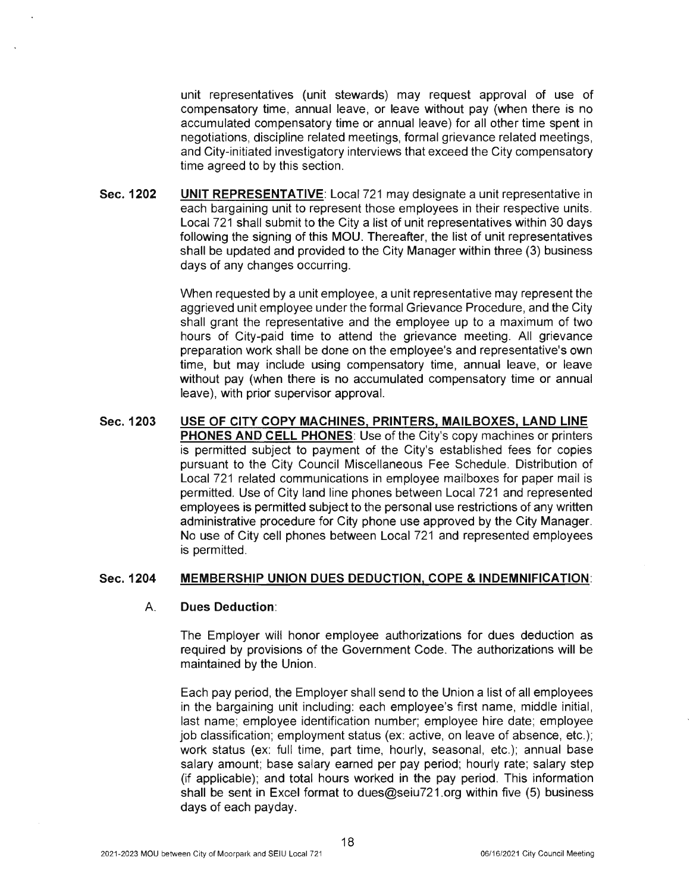unit representatives (unit stewards) may request approval of use of compensatory time, annual leave, or leave without pay (when there is no accumulated compensatory time or annual leave) for all other time spent in negotiations, discipline related meetings, formal grievance related meetings, and City-initiated investigatory interviews that exceed the City compensatory time agreed to by this section.

**Sec. 1202** **UNIT REPRESENTATIVE**: Local 721 may designate a unit representative in each bargaining unit to represent those employees in their respective units. Local 721 shall submit to the City a list of unit representatives within 30 days following the signing of this MOU. Thereafter, the list of unit representatives shall be updated and provided to the City Manager within three (3) business days of any changes occurring.

When requested by a unit employee, a unit representative may represent the aggrieved unit employee under the formal Grievance Procedure, and the City shall grant the representative and the employee up to a maximum of two hours of City-paid time to attend the grievance meeting. All grievance preparation work shall be done on the employee's and representative's own time, but may include using compensatory time, annual leave, or leave without pay (when there is no accumulated compensatory time or annual leave), with prior supervisor approval.

**Sec. 1203** **USE OF CITY COPY MACHINES, PRINTERS, MAILBOXES, LAND LINE PHONES AND CELL PHONES**: Use of the City's copy machines or printers is permitted subject to payment of the City's established fees for copies pursuant to the City Council Miscellaneous Fee Schedule. Distribution of Local 721 related communications in employee mailboxes for paper mail is permitted. Use of City land line phones between Local 721 and represented employees is permitted subject to the personal use restrictions of any written administrative procedure for City phone use approved by the City Manager. No use of City cell phones between Local 721 and represented employees is permitted.

**Sec. 1204** **MEMBERSHIP UNION DUES DEDUCTION, COPE & INDEMNIFICATION**:

A. **Dues Deduction**:

The Employer will honor employee authorizations for dues deduction as required by provisions of the Government Code. The authorizations will be maintained by the Union.

Each pay period, the Employer shall send to the Union a list of all employees in the bargaining unit including: each employee's first name, middle initial, last name; employee identification number; employee hire date; employee job classification; employment status (ex: active, on leave of absence, etc.); work status (ex: full time, part time, hourly, seasonal, etc.); annual base salary amount; base salary earned per pay period; hourly rate; salary step (if applicable); and total hours worked in the pay period. This information shall be sent in Excel format to dues@seiu721.org within five (5) business days of each payday.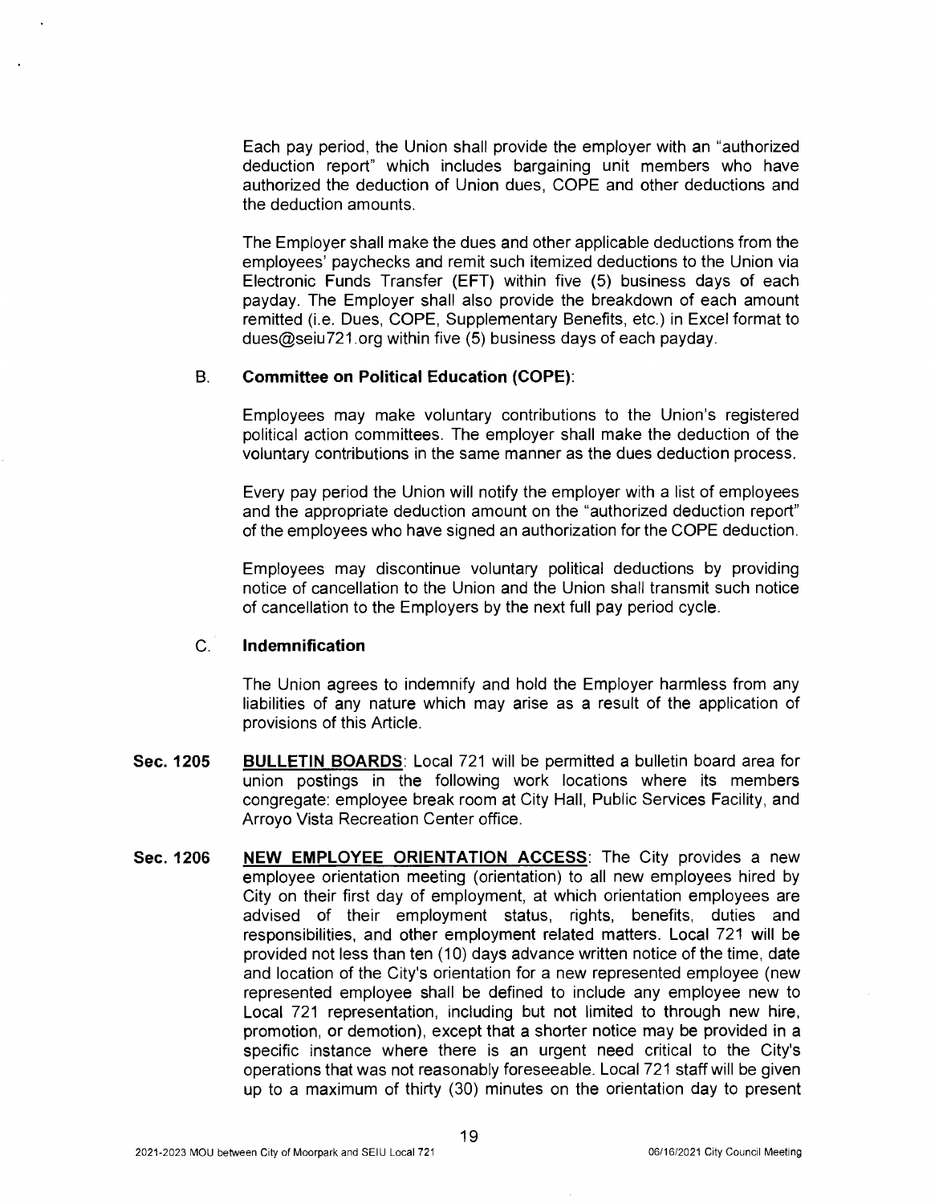Each pay period, the Union shall provide the employer with an "authorized deduction report" which includes bargaining unit members who have authorized the deduction of Union dues, COPE and other deductions and the deduction amounts.

The Employer shall make the dues and other applicable deductions from the employees' paychecks and remit such itemized deductions to the Union via Electronic Funds Transfer (EFT) within five (5) business days of each payday. The Employer shall also provide the breakdown of each amount remitted (i.e. Dues, COPE, Supplementary Benefits, etc.) in Excel format to dues@seiu721.org within five (5) business days of each payday.

B. **Committee on Political Education (COPE)**:

Employees may make voluntary contributions to the Union's registered political action committees. The employer shall make the deduction of the voluntary contributions in the same manner as the dues deduction process.

Every pay period the Union will notify the employer with a list of employees and the appropriate deduction amount on the "authorized deduction report" of the employees who have signed an authorization for the COPE deduction.

Employees may discontinue voluntary political deductions by providing notice of cancellation to the Union and the Union shall transmit such notice of cancellation to the Employers by the next full pay period cycle.

C. **Indemnification**

The Union agrees to indemnify and hold the Employer harmless from any liabilities of any nature which may arise as a result of the application of provisions of this Article.

**Sec. 1205** **BULLETIN BOARDS**: Local 721 will be permitted a bulletin board area for union postings in the following work locations where its members congregate: employee break room at City Hall, Public Services Facility, and Arroyo Vista Recreation Center office.

**Sec. 1206** **NEW EMPLOYEE ORIENTATION ACCESS**: The City provides a new employee orientation meeting (orientation) to all new employees hired by City on their first day of employment, at which orientation employees are advised of their employment status, rights, benefits, duties and responsibilities, and other employment related matters. Local 721 will be provided not less than ten (10) days advance written notice of the time, date and location of the City's orientation for a new represented employee (new represented employee shall be defined to include any employee new to Local 721 representation, including but not limited to through new hire, promotion, or demotion), except that a shorter notice may be provided in a specific instance where there is an urgent need critical to the City's operations that was not reasonably foreseeable. Local 721 staff will be given up to a maximum of thirty (30) minutes on the orientation day to present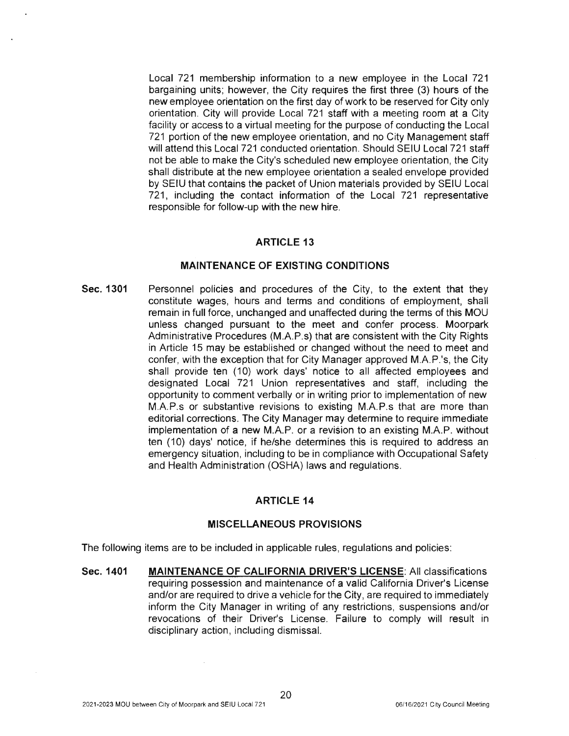Local 721 membership information to a new employee in the Local 721 bargaining units; however, the City requires the first three (3) hours of the new employee orientation on the first day of work to be reserved for City only orientation. City will provide Local 721 staff with a meeting room at a City facility or access to a virtual meeting for the purpose of conducting the Local 721 portion of the new employee orientation, and no City Management staff will attend this Local 721 conducted orientation. Should SEIU Local 721 staff not be able to make the City's scheduled new employee orientation, the City shall distribute at the new employee orientation a sealed envelope provided by SEIU that contains the packet of Union materials provided by SEIU Local 721, including the contact information of the Local 721 representative responsible for follow-up with the new hire.

## ARTICLE 13

## MAINTENANCE OF EXISTING CONDITIONS

**Sec. 1301** Personnel policies and procedures of the City, to the extent that they constitute wages, hours and terms and conditions of employment, shall remain in full force, unchanged and unaffected during the terms of this MOU unless changed pursuant to the meet and confer process. Moorpark Administrative Procedures (M.A.P.s) that are consistent with the City Rights in Article 15 may be established or changed without the need to meet and confer, with the exception that for City Manager approved M.A.P.'s, the City shall provide ten (10) work days' notice to all affected employees and designated Local 721 Union representatives and staff, including the opportunity to comment verbally or in writing prior to implementation of new M.A.P.s or substantive revisions to existing M.A.P.s that are more than editorial corrections. The City Manager may determine to require immediate implementation of a new M.A.P. or a revision to an existing M.A.P. without ten (10) days' notice, if he/she determines this is required to address an emergency situation, including to be in compliance with Occupational Safety and Health Administration (OSHA) laws and regulations.

## ARTICLE 14

## MISCELLANEOUS PROVISIONS

The following items are to be included in applicable rules, regulations and policies:

**Sec. 1401** **MAINTENANCE OF CALIFORNIA DRIVER'S LICENSE**: All classifications requiring possession and maintenance of a valid California Driver's License and/or are required to drive a vehicle for the City, are required to immediately inform the City Manager in writing of any restrictions, suspensions and/or revocations of their Driver's License. Failure to comply will result in disciplinary action, including dismissal.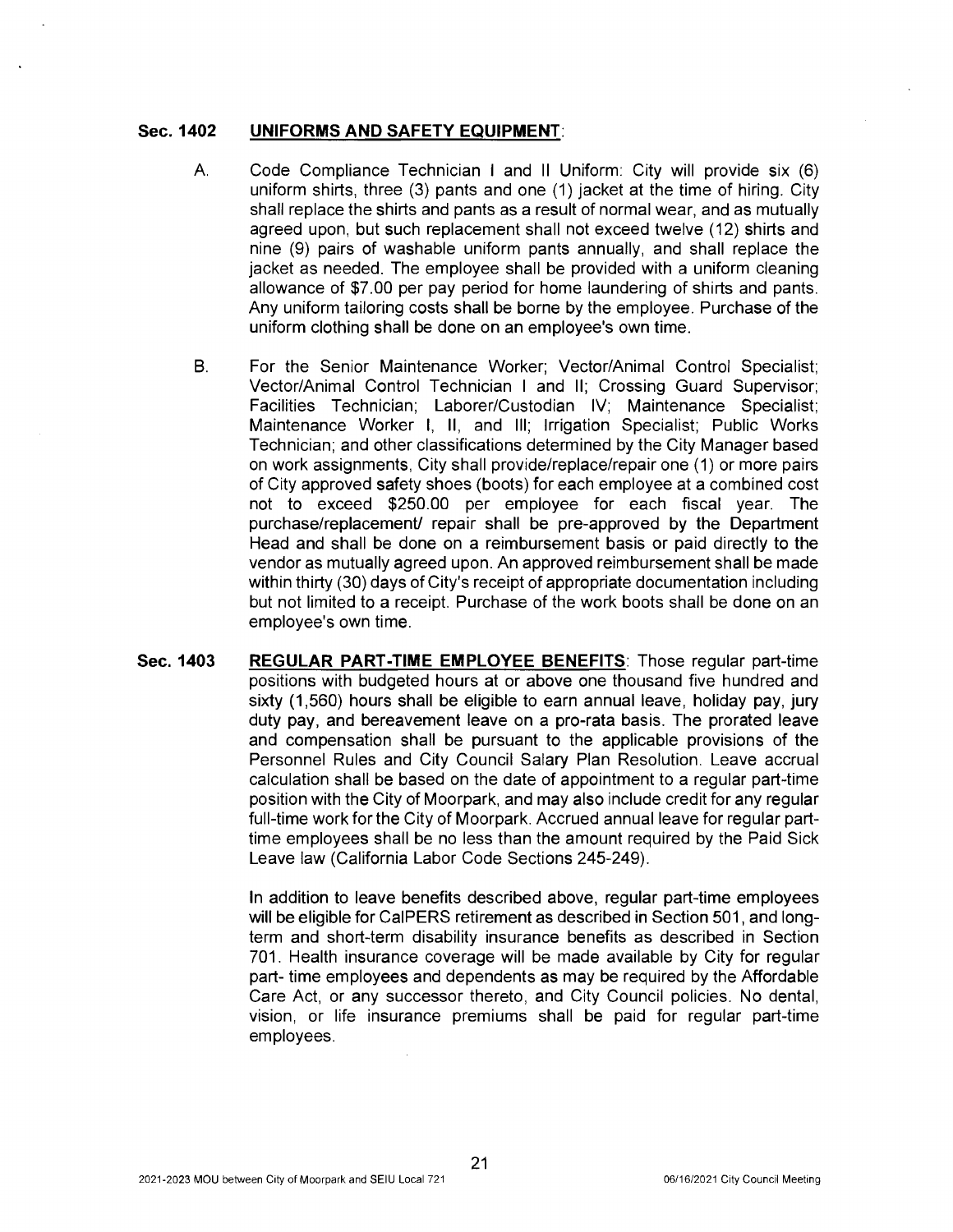**Sec. 1402 UNIFORMS AND SAFETY EQUIPMENT**:

A. Code Compliance Technician I and II Uniform: City will provide six (6) uniform shirts, three (3) pants and one (1) jacket at the time of hiring. City shall replace the shirts and pants as a result of normal wear, and as mutually agreed upon, but such replacement shall not exceed twelve (12) shirts and nine (9) pairs of washable uniform pants annually, and shall replace the jacket as needed. The employee shall be provided with a uniform cleaning allowance of $7.00 per pay period for home laundering of shirts and pants. Any uniform tailoring costs shall be borne by the employee. Purchase of the uniform clothing shall be done on an employee's own time.

B. For the Senior Maintenance Worker; Vector/Animal Control Specialist; Vector/Animal Control Technician I and II; Crossing Guard Supervisor; Facilities Technician; Laborer/Custodian IV; Maintenance Specialist; Maintenance Worker I, II, and III; Irrigation Specialist; Public Works Technician; and other classifications determined by the City Manager based on work assignments, City shall provide/replace/repair one (1) or more pairs of City approved safety shoes (boots) for each employee at a combined cost not to exceed $250.00 per employee for each fiscal year. The purchase/replacement/ repair shall be pre-approved by the Department Head and shall be done on a reimbursement basis or paid directly to the vendor as mutually agreed upon. An approved reimbursement shall be made within thirty (30) days of City's receipt of appropriate documentation including but not limited to a receipt. Purchase of the work boots shall be done on an employee's own time.

**Sec. 1403 REGULAR PART-TIME EMPLOYEE BENEFITS**: Those regular part-time positions with budgeted hours at or above one thousand five hundred and sixty (1,560) hours shall be eligible to earn annual leave, holiday pay, jury duty pay, and bereavement leave on a pro-rata basis. The prorated leave and compensation shall be pursuant to the applicable provisions of the Personnel Rules and City Council Salary Plan Resolution. Leave accrual calculation shall be based on the date of appointment to a regular part-time position with the City of Moorpark, and may also include credit for any regular full-time work for the City of Moorpark. Accrued annual leave for regular part-time employees shall be no less than the amount required by the Paid Sick Leave law (California Labor Code Sections 245-249).

In addition to leave benefits described above, regular part-time employees will be eligible for CalPERS retirement as described in Section 501, and long-term and short-term disability insurance benefits as described in Section 701. Health insurance coverage will be made available by City for regular part- time employees and dependents as may be required by the Affordable Care Act, or any successor thereto, and City Council policies. No dental, vision, or life insurance premiums shall be paid for regular part-time employees.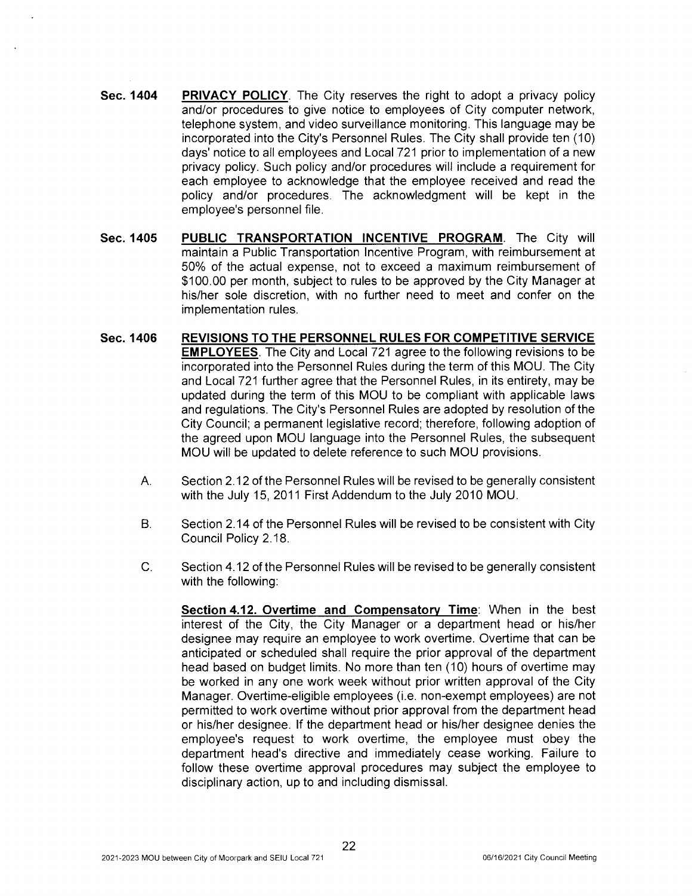**Sec. 1404** **PRIVACY POLICY**. The City reserves the right to adopt a privacy policy and/or procedures to give notice to employees of City computer network, telephone system, and video surveillance monitoring. This language may be incorporated into the City's Personnel Rules. The City shall provide ten (10) days' notice to all employees and Local 721 prior to implementation of a new privacy policy. Such policy and/or procedures will include a requirement for each employee to acknowledge that the employee received and read the policy and/or procedures. The acknowledgment will be kept in the employee's personnel file.

**Sec. 1405** **PUBLIC TRANSPORTATION INCENTIVE PROGRAM**. The City will maintain a Public Transportation Incentive Program, with reimbursement at 50% of the actual expense, not to exceed a maximum reimbursement of $100.00 per month, subject to rules to be approved by the City Manager at his/her sole discretion, with no further need to meet and confer on the implementation rules.

**Sec. 1406** **REVISIONS TO THE PERSONNEL RULES FOR COMPETITIVE SERVICE EMPLOYEES**. The City and Local 721 agree to the following revisions to be incorporated into the Personnel Rules during the term of this MOU. The City and Local 721 further agree that the Personnel Rules, in its entirety, may be updated during the term of this MOU to be compliant with applicable laws and regulations. The City's Personnel Rules are adopted by resolution of the City Council; a permanent legislative record; therefore, following adoption of the agreed upon MOU language into the Personnel Rules, the subsequent MOU will be updated to delete reference to such MOU provisions.

A. Section 2.12 of the Personnel Rules will be revised to be generally consistent with the July 15, 2011 First Addendum to the July 2010 MOU.

B. Section 2.14 of the Personnel Rules will be revised to be consistent with City Council Policy 2.18.

C. Section 4.12 of the Personnel Rules will be revised to be generally consistent with the following:

**Section 4.12. Overtime and Compensatory Time**: When in the best interest of the City, the City Manager or a department head or his/her designee may require an employee to work overtime. Overtime that can be anticipated or scheduled shall require the prior approval of the department head based on budget limits. No more than ten (10) hours of overtime may be worked in any one work week without prior written approval of the City Manager. Overtime-eligible employees (i.e. non-exempt employees) are not permitted to work overtime without prior approval from the department head or his/her designee. If the department head or his/her designee denies the employee's request to work overtime, the employee must obey the department head's directive and immediately cease working. Failure to follow these overtime approval procedures may subject the employee to disciplinary action, up to and including dismissal.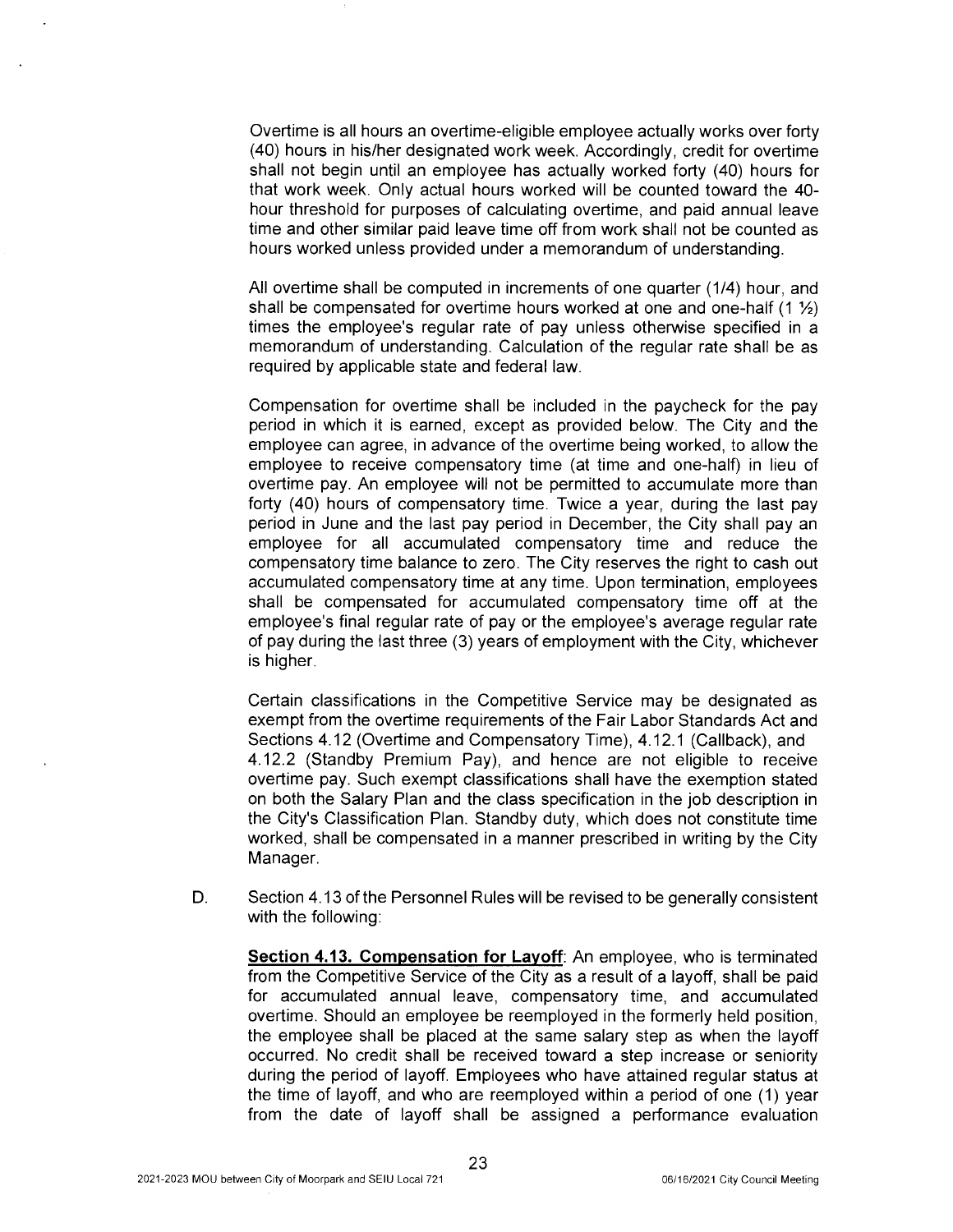Overtime is all hours an overtime-eligible employee actually works over forty (40) hours in his/her designated work week. Accordingly, credit for overtime shall not begin until an employee has actually worked forty (40) hours for that work week. Only actual hours worked will be counted toward the 40-hour threshold for purposes of calculating overtime, and paid annual leave time and other similar paid leave time off from work shall not be counted as hours worked unless provided under a memorandum of understanding.

All overtime shall be computed in increments of one quarter (1/4) hour, and shall be compensated for overtime hours worked at one and one-half (1 ½) times the employee's regular rate of pay unless otherwise specified in a memorandum of understanding. Calculation of the regular rate shall be as required by applicable state and federal law.

Compensation for overtime shall be included in the paycheck for the pay period in which it is earned, except as provided below. The City and the employee can agree, in advance of the overtime being worked, to allow the employee to receive compensatory time (at time and one-half) in lieu of overtime pay. An employee will not be permitted to accumulate more than forty (40) hours of compensatory time. Twice a year, during the last pay period in June and the last pay period in December, the City shall pay an employee for all accumulated compensatory time and reduce the compensatory time balance to zero. The City reserves the right to cash out accumulated compensatory time at any time. Upon termination, employees shall be compensated for accumulated compensatory time off at the employee's final regular rate of pay or the employee's average regular rate of pay during the last three (3) years of employment with the City, whichever is higher.

Certain classifications in the Competitive Service may be designated as exempt from the overtime requirements of the Fair Labor Standards Act and Sections 4.12 (Overtime and Compensatory Time), 4.12.1 (Callback), and 4.12.2 (Standby Premium Pay), and hence are not eligible to receive overtime pay. Such exempt classifications shall have the exemption stated on both the Salary Plan and the class specification in the job description in the City's Classification Plan. Standby duty, which does not constitute time worked, shall be compensated in a manner prescribed in writing by the City Manager.

D. Section 4.13 of the Personnel Rules will be revised to be generally consistent with the following:

**Section 4.13. Compensation for Layoff**: An employee, who is terminated from the Competitive Service of the City as a result of a layoff, shall be paid for accumulated annual leave, compensatory time, and accumulated overtime. Should an employee be reemployed in the formerly held position, the employee shall be placed at the same salary step as when the layoff occurred. No credit shall be received toward a step increase or seniority during the period of layoff. Employees who have attained regular status at the time of layoff, and who are reemployed within a period of one (1) year from the date of layoff shall be assigned a performance evaluation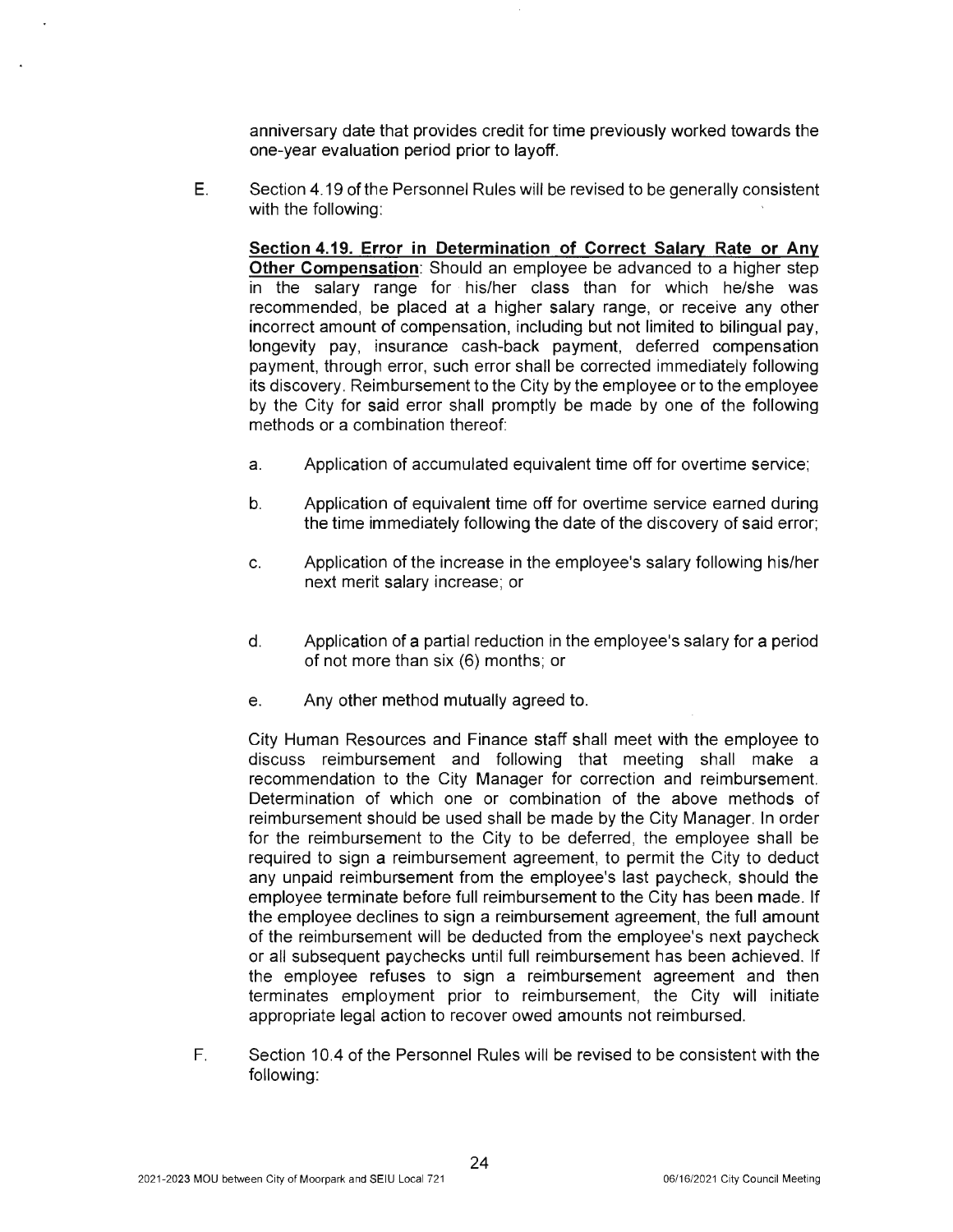anniversary date that provides credit for time previously worked towards the one-year evaluation period prior to layoff.

E. Section 4.19 of the Personnel Rules will be revised to be generally consistent with the following:

**Section 4.19. Error in Determination of Correct Salary Rate or Any Other Compensation**: Should an employee be advanced to a higher step in the salary range for his/her class than for which he/she was recommended, be placed at a higher salary range, or receive any other incorrect amount of compensation, including but not limited to bilingual pay, longevity pay, insurance cash-back payment, deferred compensation payment, through error, such error shall be corrected immediately following its discovery. Reimbursement to the City by the employee or to the employee by the City for said error shall promptly be made by one of the following methods or a combination thereof:

a. Application of accumulated equivalent time off for overtime service;

b. Application of equivalent time off for overtime service earned during the time immediately following the date of the discovery of said error;

c. Application of the increase in the employee's salary following his/her next merit salary increase; or

d. Application of a partial reduction in the employee's salary for a period of not more than six (6) months; or

e. Any other method mutually agreed to.

City Human Resources and Finance staff shall meet with the employee to discuss reimbursement and following that meeting shall make a recommendation to the City Manager for correction and reimbursement. Determination of which one or combination of the above methods of reimbursement should be used shall be made by the City Manager. In order for the reimbursement to the City to be deferred, the employee shall be required to sign a reimbursement agreement, to permit the City to deduct any unpaid reimbursement from the employee's last paycheck, should the employee terminate before full reimbursement to the City has been made. If the employee declines to sign a reimbursement agreement, the full amount of the reimbursement will be deducted from the employee's next paycheck or all subsequent paychecks until full reimbursement has been achieved. If the employee refuses to sign a reimbursement agreement and then terminates employment prior to reimbursement, the City will initiate appropriate legal action to recover owed amounts not reimbursed.

F. Section 10.4 of the Personnel Rules will be revised to be consistent with the following: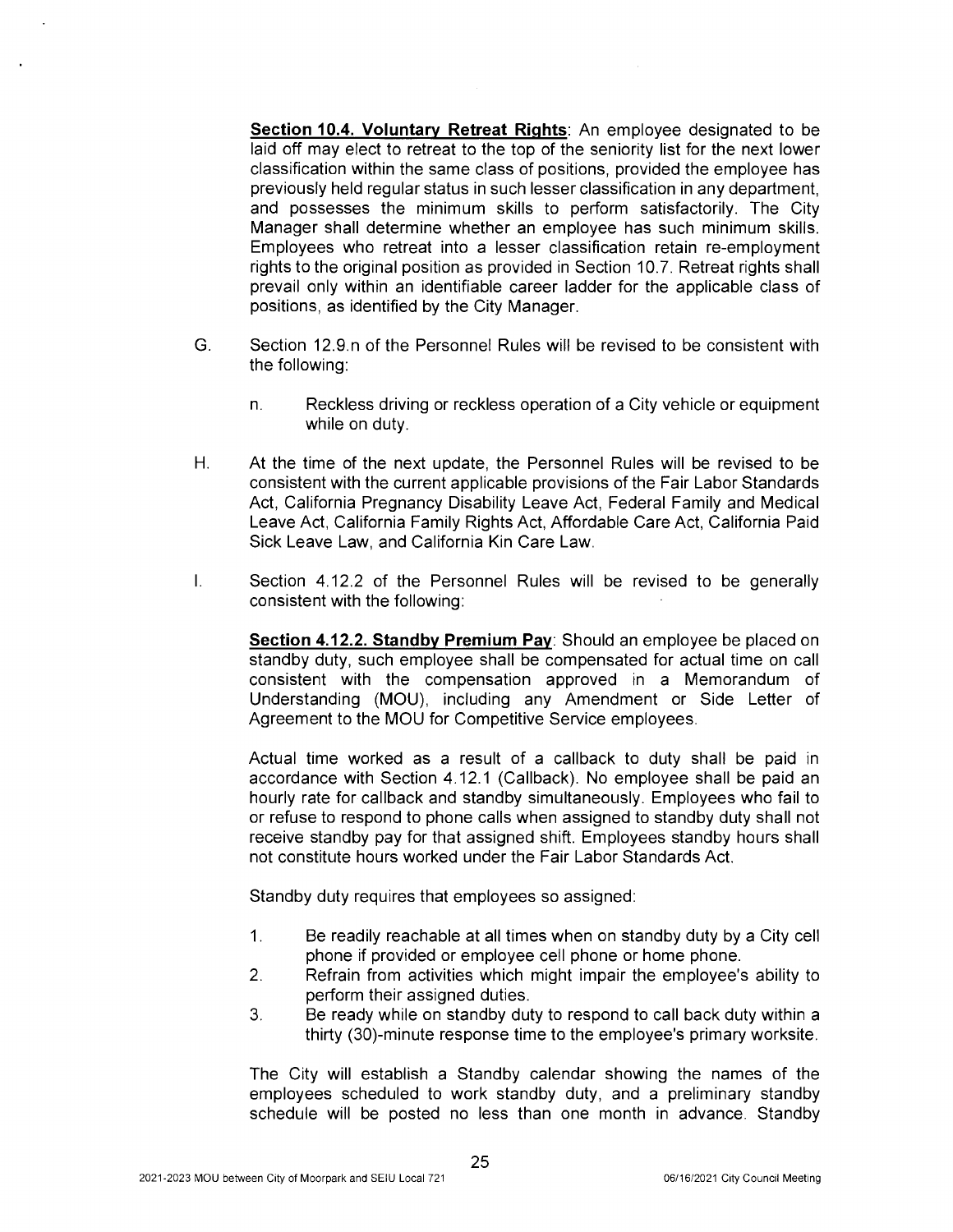**Section 10.4. Voluntary Retreat Rights**: An employee designated to be laid off may elect to retreat to the top of the seniority list for the next lower classification within the same class of positions, provided the employee has previously held regular status in such lesser classification in any department, and possesses the minimum skills to perform satisfactorily. The City Manager shall determine whether an employee has such minimum skills. Employees who retreat into a lesser classification retain re-employment rights to the original position as provided in Section 10.7. Retreat rights shall prevail only within an identifiable career ladder for the applicable class of positions, as identified by the City Manager.

G. Section 12.9.n of the Personnel Rules will be revised to be consistent with the following:

   n. Reckless driving or reckless operation of a City vehicle or equipment while on duty.

H. At the time of the next update, the Personnel Rules will be revised to be consistent with the current applicable provisions of the Fair Labor Standards Act, California Pregnancy Disability Leave Act, Federal Family and Medical Leave Act, California Family Rights Act, Affordable Care Act, California Paid Sick Leave Law, and California Kin Care Law.

I. Section 4.12.2 of the Personnel Rules will be revised to be generally consistent with the following:

**Section 4.12.2. Standby Premium Pay**: Should an employee be placed on standby duty, such employee shall be compensated for actual time on call consistent with the compensation approved in a Memorandum of Understanding (MOU), including any Amendment or Side Letter of Agreement to the MOU for Competitive Service employees.

Actual time worked as a result of a callback to duty shall be paid in accordance with Section 4.12.1 (Callback). No employee shall be paid an hourly rate for callback and standby simultaneously. Employees who fail to or refuse to respond to phone calls when assigned to standby duty shall not receive standby pay for that assigned shift. Employees standby hours shall not constitute hours worked under the Fair Labor Standards Act.

Standby duty requires that employees so assigned:

1. Be readily reachable at all times when on standby duty by a City cell phone if provided or employee cell phone or home phone.
2. Refrain from activities which might impair the employee's ability to perform their assigned duties.
3. Be ready while on standby duty to respond to call back duty within a thirty (30)-minute response time to the employee's primary worksite.

The City will establish a Standby calendar showing the names of the employees scheduled to work standby duty, and a preliminary standby schedule will be posted no less than one month in advance. Standby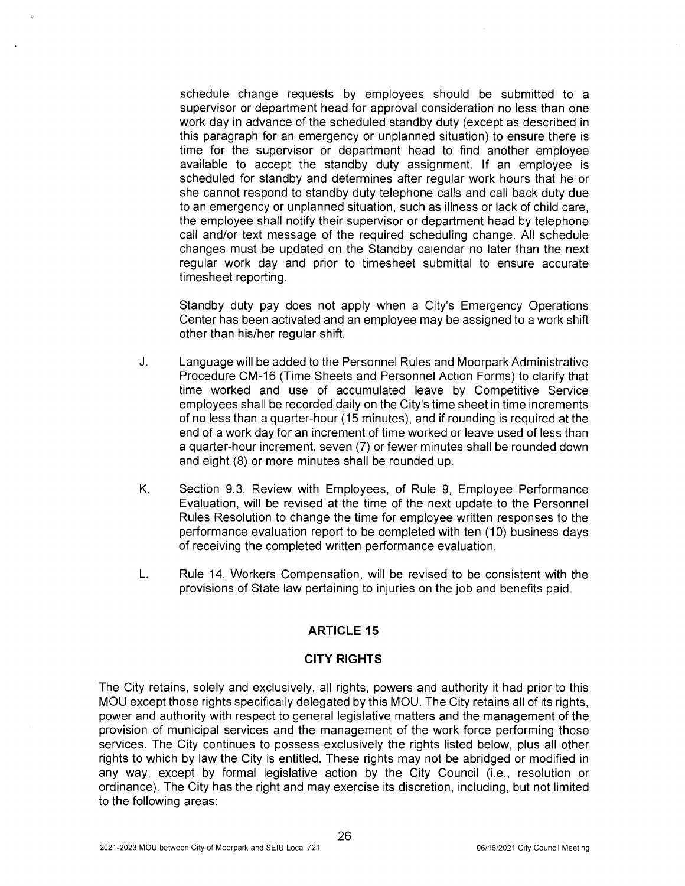schedule change requests by employees should be submitted to a supervisor or department head for approval consideration no less than one work day in advance of the scheduled standby duty (except as described in this paragraph for an emergency or unplanned situation) to ensure there is time for the supervisor or department head to find another employee available to accept the standby duty assignment. If an employee is scheduled for standby and determines after regular work hours that he or she cannot respond to standby duty telephone calls and call back duty due to an emergency or unplanned situation, such as illness or lack of child care, the employee shall notify their supervisor or department head by telephone call and/or text message of the required scheduling change. All schedule changes must be updated on the Standby calendar no later than the next regular work day and prior to timesheet submittal to ensure accurate timesheet reporting.

Standby duty pay does not apply when a City's Emergency Operations Center has been activated and an employee may be assigned to a work shift other than his/her regular shift.

J. Language will be added to the Personnel Rules and Moorpark Administrative Procedure CM-16 (Time Sheets and Personnel Action Forms) to clarify that time worked and use of accumulated leave by Competitive Service employees shall be recorded daily on the City's time sheet in time increments of no less than a quarter-hour (15 minutes), and if rounding is required at the end of a work day for an increment of time worked or leave used of less than a quarter-hour increment, seven (7) or fewer minutes shall be rounded down and eight (8) or more minutes shall be rounded up.

K. Section 9.3, Review with Employees, of Rule 9, Employee Performance Evaluation, will be revised at the time of the next update to the Personnel Rules Resolution to change the time for employee written responses to the performance evaluation report to be completed with ten (10) business days of receiving the completed written performance evaluation.

L. Rule 14, Workers Compensation, will be revised to be consistent with the provisions of State law pertaining to injuries on the job and benefits paid.

## ARTICLE 15

## CITY RIGHTS

The City retains, solely and exclusively, all rights, powers and authority it had prior to this MOU except those rights specifically delegated by this MOU. The City retains all of its rights, power and authority with respect to general legislative matters and the management of the provision of municipal services and the management of the work force performing those services. The City continues to possess exclusively the rights listed below, plus all other rights to which by law the City is entitled. These rights may not be abridged or modified in any way, except by formal legislative action by the City Council (i.e., resolution or ordinance). The City has the right and may exercise its discretion, including, but not limited to the following areas: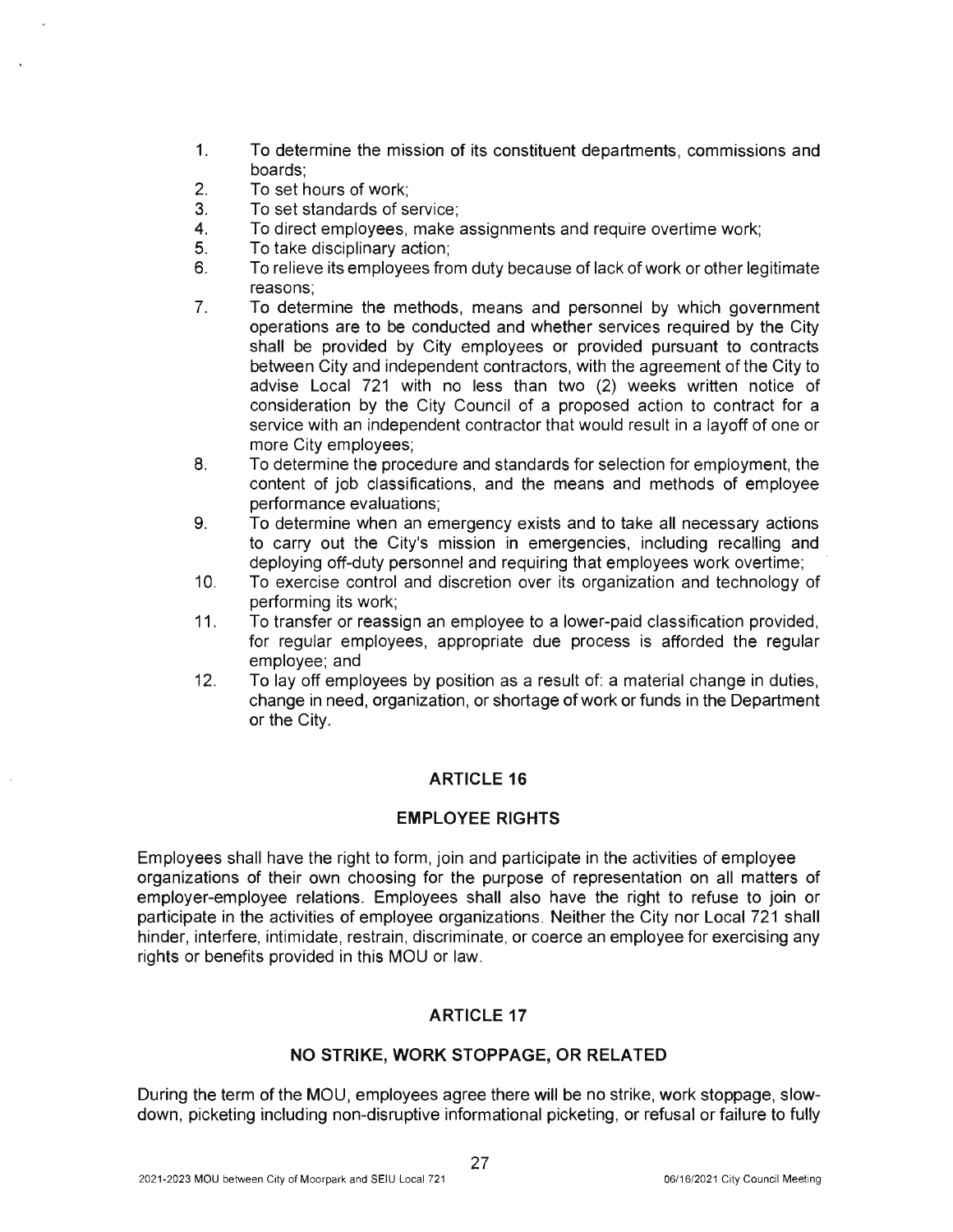1. To determine the mission of its constituent departments, commissions and boards;
2. To set hours of work;
3. To set standards of service;
4. To direct employees, make assignments and require overtime work;
5. To take disciplinary action;
6. To relieve its employees from duty because of lack of work or other legitimate reasons;
7. To determine the methods, means and personnel by which government operations are to be conducted and whether services required by the City shall be provided by City employees or provided pursuant to contracts between City and independent contractors, with the agreement of the City to advise Local 721 with no less than two (2) weeks written notice of consideration by the City Council of a proposed action to contract for a service with an independent contractor that would result in a layoff of one or more City employees;
8. To determine the procedure and standards for selection for employment, the content of job classifications, and the means and methods of employee performance evaluations;
9. To determine when an emergency exists and to take all necessary actions to carry out the City's mission in emergencies, including recalling and deploying off-duty personnel and requiring that employees work overtime;
10. To exercise control and discretion over its organization and technology of performing its work;
11. To transfer or reassign an employee to a lower-paid classification provided, for regular employees, appropriate due process is afforded the regular employee; and
12. To lay off employees by position as a result of: a material change in duties, change in need, organization, or shortage of work or funds in the Department or the City.

## ARTICLE 16

## EMPLOYEE RIGHTS

Employees shall have the right to form, join and participate in the activities of employee organizations of their own choosing for the purpose of representation on all matters of employer-employee relations. Employees shall also have the right to refuse to join or participate in the activities of employee organizations. Neither the City nor Local 721 shall hinder, interfere, intimidate, restrain, discriminate, or coerce an employee for exercising any rights or benefits provided in this MOU or law.

## ARTICLE 17

## NO STRIKE, WORK STOPPAGE, OR RELATED

During the term of the MOU, employees agree there will be no strike, work stoppage, slow-down, picketing including non-disruptive informational picketing, or refusal or failure to fully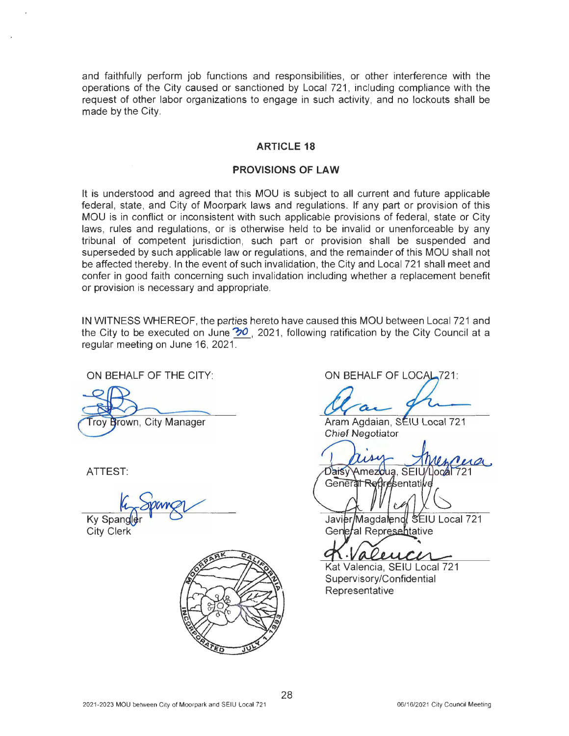and faithfully perform job functions and responsibilities, or other interference with the operations of the City caused or sanctioned by Local 721, including compliance with the request of other labor organizations to engage in such activity, and no lockouts shall be made by the City.

## ARTICLE 18

## PROVISIONS OF LAW

It is understood and agreed that this MOU is subject to all current and future applicable federal, state, and City of Moorpark laws and regulations. If any part or provision of this MOU is in conflict or inconsistent with such applicable provisions of federal, state or City laws, rules and regulations, or is otherwise held to be invalid or unenforceable by any tribunal of competent jurisdiction, such part or provision shall be suspended and superseded by such applicable law or regulations, and the remainder of this MOU shall not be affected thereby. In the event of such invalidation, the City and Local 721 shall meet and confer in good faith concerning such invalidation including whether a replacement benefit or provision is necessary and appropriate.

IN WITNESS WHEREOF, the parties hereto have caused this MOU between Local 721 and the City to be executed on June 30, 2021, following ratification by the City Council at a regular meeting on June 16, 2021.

ON BEHALF OF THE CITY:

Troy Brown, City Manager

ATTEST:

Ky Spangler
City Clerk

ON BEHALF OF LOCAL 721:

Aram Agdaian, SEIU Local 721
*Chief Negotiator*

Daisy Amezcua, SEIU Local 721
General Representative

Javier Magdaleno, SEIU Local 721
General Representative

Kat Valencia, SEIU Local 721
Supervisory/Confidential
Representative